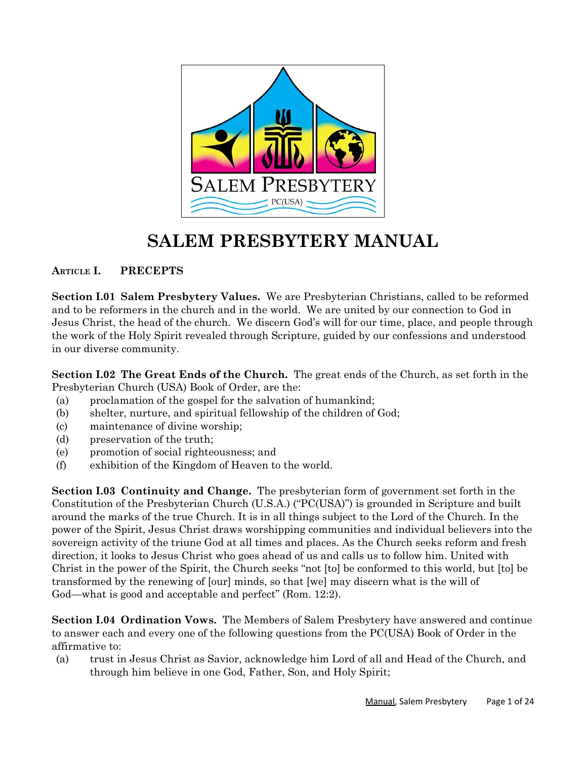# SALEM PRESBYTERY MANUAL

## ARTICLE I. PRECEPTS

**Section I.01 Salem Presbytery Values.** We are Presbyterian Christians, called to be reformed and to be reformers in the church and in the world. We are united by our connection to God in Jesus Christ, the head of the church. We discern God's will for our time, place, and people through the work of the Holy Spirit revealed through Scripture, guided by our confessions and understood in our diverse community.

**Section I.02 The Great Ends of the Church.** The great ends of the Church, as set forth in the Presbyterian Church (USA) Book of Order, are the:

(a) proclamation of the gospel for the salvation of humankind;
(b) shelter, nurture, and spiritual fellowship of the children of God;
(c) maintenance of divine worship;
(d) preservation of the truth;
(e) promotion of social righteousness; and
(f) exhibition of the Kingdom of Heaven to the world.

**Section I.03 Continuity and Change.** The presbyterian form of government set forth in the Constitution of the Presbyterian Church (U.S.A.) ("PC(USA)") is grounded in Scripture and built around the marks of the true Church. It is in all things subject to the Lord of the Church. In the power of the Spirit, Jesus Christ draws worshipping communities and individual believers into the sovereign activity of the triune God at all times and places. As the Church seeks reform and fresh direction, it looks to Jesus Christ who goes ahead of us and calls us to follow him. United with Christ in the power of the Spirit, the Church seeks "not [to] be conformed to this world, but [to] be transformed by the renewing of [our] minds, so that [we] may discern what is the will of God—what is good and acceptable and perfect" (Rom. 12:2).

**Section I.04 Ordination Vows.** The Members of Salem Presbytery have answered and continue to answer each and every one of the following questions from the PC(USA) Book of Order in the affirmative to:

(a) trust in Jesus Christ as Savior, acknowledge him Lord of all and Head of the Church, and through him believe in one God, Father, Son, and Holy Spirit;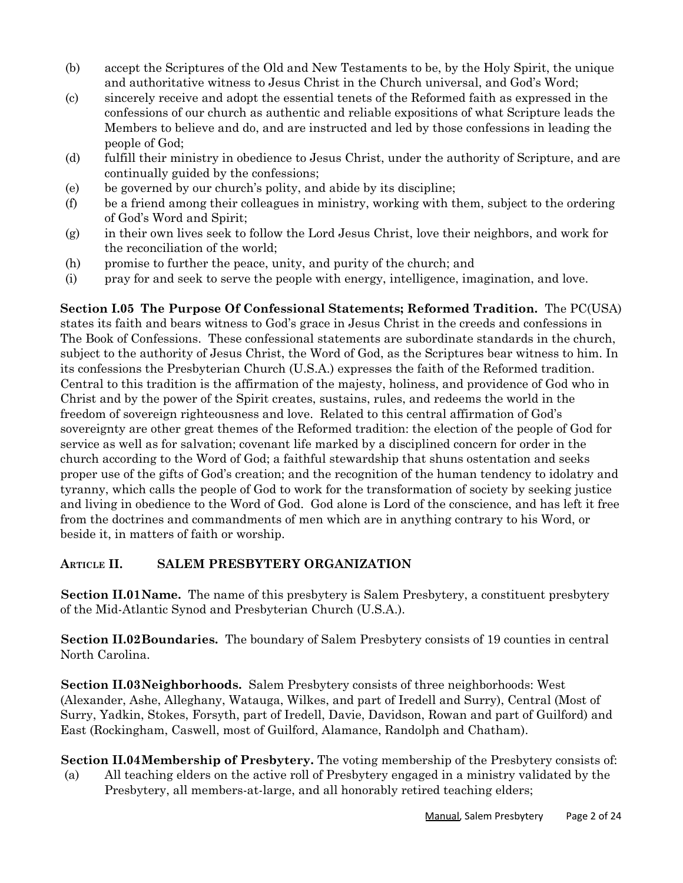(b) accept the Scriptures of the Old and New Testaments to be, by the Holy Spirit, the unique and authoritative witness to Jesus Christ in the Church universal, and God's Word;
(c) sincerely receive and adopt the essential tenets of the Reformed faith as expressed in the confessions of our church as authentic and reliable expositions of what Scripture leads the Members to believe and do, and are instructed and led by those confessions in leading the people of God;
(d) fulfill their ministry in obedience to Jesus Christ, under the authority of Scripture, and are continually guided by the confessions;
(e) be governed by our church's polity, and abide by its discipline;
(f) be a friend among their colleagues in ministry, working with them, subject to the ordering of God's Word and Spirit;
(g) in their own lives seek to follow the Lord Jesus Christ, love their neighbors, and work for the reconciliation of the world;
(h) promise to further the peace, unity, and purity of the church; and
(i) pray for and seek to serve the people with energy, intelligence, imagination, and love.

**Section I.05 The Purpose Of Confessional Statements; Reformed Tradition.** The PC(USA) states its faith and bears witness to God's grace in Jesus Christ in the creeds and confessions in The Book of Confessions. These confessional statements are subordinate standards in the church, subject to the authority of Jesus Christ, the Word of God, as the Scriptures bear witness to him. In its confessions the Presbyterian Church (U.S.A.) expresses the faith of the Reformed tradition. Central to this tradition is the affirmation of the majesty, holiness, and providence of God who in Christ and by the power of the Spirit creates, sustains, rules, and redeems the world in the freedom of sovereign righteousness and love. Related to this central affirmation of God's sovereignty are other great themes of the Reformed tradition: the election of the people of God for service as well as for salvation; covenant life marked by a disciplined concern for order in the church according to the Word of God; a faithful stewardship that shuns ostentation and seeks proper use of the gifts of God's creation; and the recognition of the human tendency to idolatry and tyranny, which calls the people of God to work for the transformation of society by seeking justice and living in obedience to the Word of God. God alone is Lord of the conscience, and has left it free from the doctrines and commandments of men which are in anything contrary to his Word, or beside it, in matters of faith or worship.

## ARTICLE II. SALEM PRESBYTERY ORGANIZATION

**Section II.01 Name.** The name of this presbytery is Salem Presbytery, a constituent presbytery of the Mid-Atlantic Synod and Presbyterian Church (U.S.A.).

**Section II.02 Boundaries.** The boundary of Salem Presbytery consists of 19 counties in central North Carolina.

**Section II.03 Neighborhoods.** Salem Presbytery consists of three neighborhoods: West (Alexander, Ashe, Alleghany, Watauga, Wilkes, and part of Iredell and Surry), Central (Most of Surry, Yadkin, Stokes, Forsyth, part of Iredell, Davie, Davidson, Rowan and part of Guilford) and East (Rockingham, Caswell, most of Guilford, Alamance, Randolph and Chatham).

**Section II.04 Membership of Presbytery.** The voting membership of the Presbytery consists of:

(a) All teaching elders on the active roll of Presbytery engaged in a ministry validated by the Presbytery, all members-at-large, and all honorably retired teaching elders;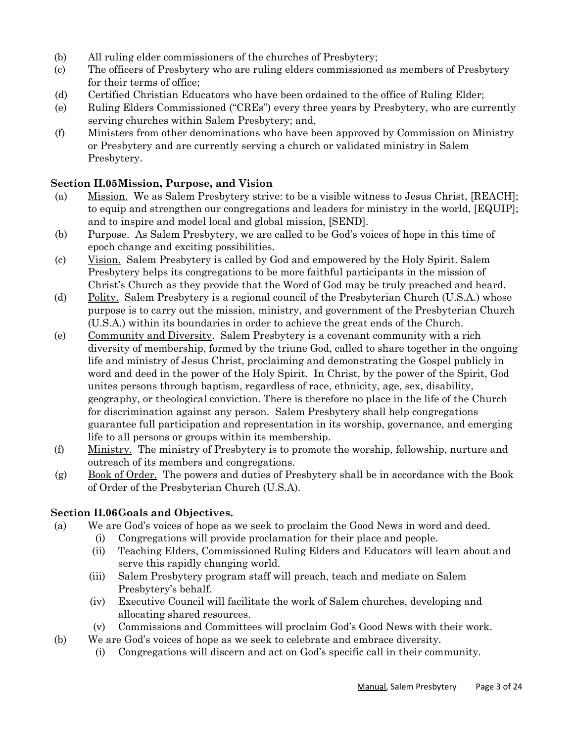(b) All ruling elder commissioners of the churches of Presbytery;

(c) The officers of Presbytery who are ruling elders commissioned as members of Presbytery for their terms of office;

(d) Certified Christian Educators who have been ordained to the office of Ruling Elder;

(e) Ruling Elders Commissioned ("CREs") every three years by Presbytery, who are currently serving churches within Salem Presbytery; and,

(f) Ministers from other denominations who have been approved by Commission on Ministry or Presbytery and are currently serving a church or validated ministry in Salem Presbytery.

### Section II.05 Mission, Purpose, and Vision

(a) Mission. We as Salem Presbytery strive: to be a visible witness to Jesus Christ, [REACH]; to equip and strengthen our congregations and leaders for ministry in the world, [EQUIP]; and to inspire and model local and global mission, [SEND].

(b) Purpose. As Salem Presbytery, we are called to be God's voices of hope in this time of epoch change and exciting possibilities.

(c) Vision. Salem Presbytery is called by God and empowered by the Holy Spirit. Salem Presbytery helps its congregations to be more faithful participants in the mission of Christ's Church as they provide that the Word of God may be truly preached and heard.

(d) Polity. Salem Presbytery is a regional council of the Presbyterian Church (U.S.A.) whose purpose is to carry out the mission, ministry, and government of the Presbyterian Church (U.S.A.) within its boundaries in order to achieve the great ends of the Church.

(e) Community and Diversity. Salem Presbytery is a covenant community with a rich diversity of membership, formed by the triune God, called to share together in the ongoing life and ministry of Jesus Christ, proclaiming and demonstrating the Gospel publicly in word and deed in the power of the Holy Spirit. In Christ, by the power of the Spirit, God unites persons through baptism, regardless of race, ethnicity, age, sex, disability, geography, or theological conviction. There is therefore no place in the life of the Church for discrimination against any person. Salem Presbytery shall help congregations guarantee full participation and representation in its worship, governance, and emerging life to all persons or groups within its membership.

(f) Ministry. The ministry of Presbytery is to promote the worship, fellowship, nurture and outreach of its members and congregations.

(g) Book of Order. The powers and duties of Presbytery shall be in accordance with the Book of Order of the Presbyterian Church (U.S.A).

### Section II.06 Goals and Objectives.

(a) We are God's voices of hope as we seek to proclaim the Good News in word and deed.
   - (i) Congregations will provide proclamation for their place and people.
   - (ii) Teaching Elders, Commissioned Ruling Elders and Educators will learn about and serve this rapidly changing world.
   - (iii) Salem Presbytery program staff will preach, teach and mediate on Salem Presbytery's behalf.
   - (iv) Executive Council will facilitate the work of Salem churches, developing and allocating shared resources.
   - (v) Commissions and Committees will proclaim God's Good News with their work.

(b) We are God's voices of hope as we seek to celebrate and embrace diversity.
   - (i) Congregations will discern and act on God's specific call in their community.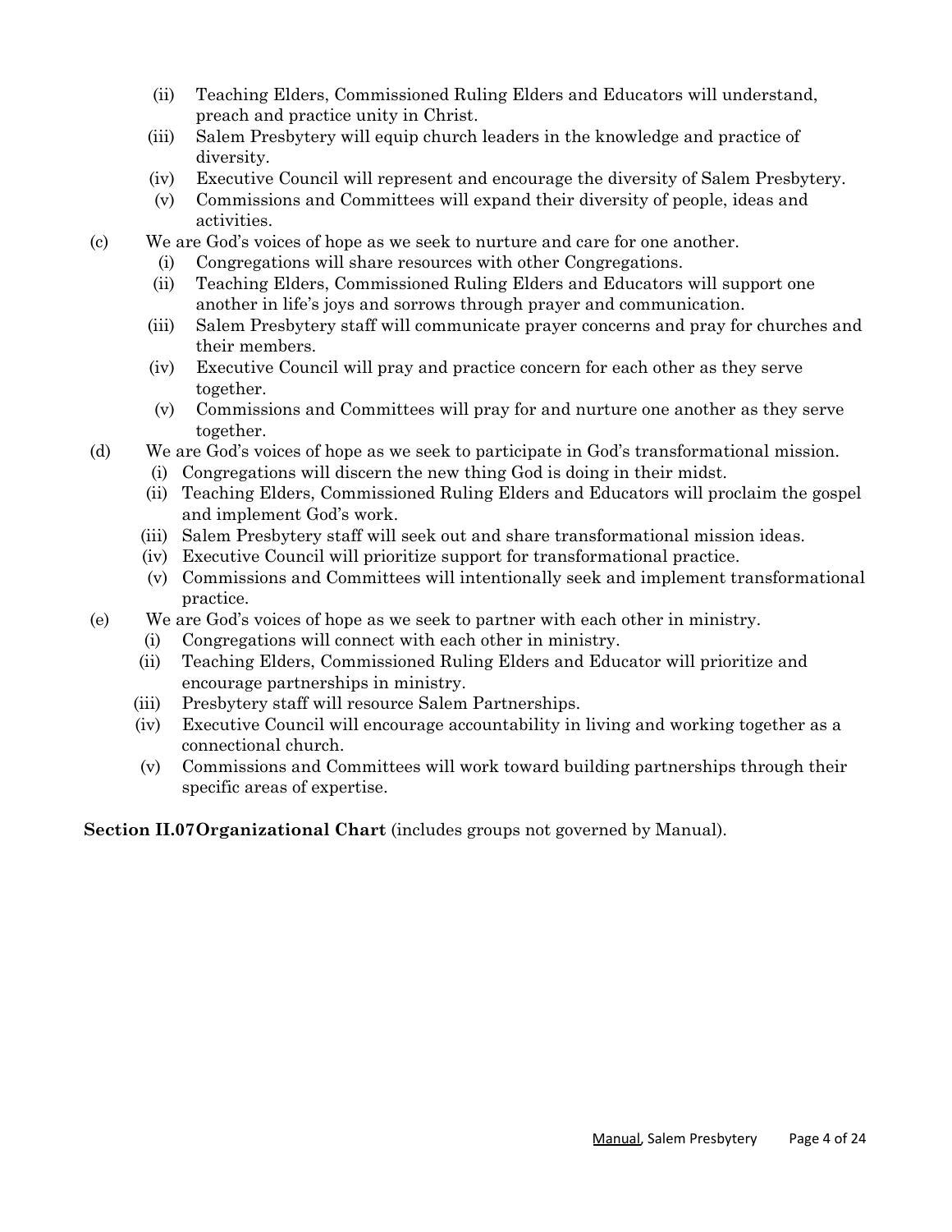(ii) Teaching Elders, Commissioned Ruling Elders and Educators will understand, preach and practice unity in Christ.

(iii) Salem Presbytery will equip church leaders in the knowledge and practice of diversity.

(iv) Executive Council will represent and encourage the diversity of Salem Presbytery.

(v) Commissions and Committees will expand their diversity of people, ideas and activities.

(c) We are God's voices of hope as we seek to nurture and care for one another.

(i) Congregations will share resources with other Congregations.

(ii) Teaching Elders, Commissioned Ruling Elders and Educators will support one another in life's joys and sorrows through prayer and communication.

(iii) Salem Presbytery staff will communicate prayer concerns and pray for churches and their members.

(iv) Executive Council will pray and practice concern for each other as they serve together.

(v) Commissions and Committees will pray for and nurture one another as they serve together.

(d) We are God's voices of hope as we seek to participate in God's transformational mission.

(i) Congregations will discern the new thing God is doing in their midst.

(ii) Teaching Elders, Commissioned Ruling Elders and Educators will proclaim the gospel and implement God's work.

(iii) Salem Presbytery staff will seek out and share transformational mission ideas.

(iv) Executive Council will prioritize support for transformational practice.

(v) Commissions and Committees will intentionally seek and implement transformational practice.

(e) We are God's voices of hope as we seek to partner with each other in ministry.

(i) Congregations will connect with each other in ministry.

(ii) Teaching Elders, Commissioned Ruling Elders and Educator will prioritize and encourage partnerships in ministry.

(iii) Presbytery staff will resource Salem Partnerships.

(iv) Executive Council will encourage accountability in living and working together as a connectional church.

(v) Commissions and Committees will work toward building partnerships through their specific areas of expertise.

**Section II.07 Organizational Chart** (includes groups not governed by Manual).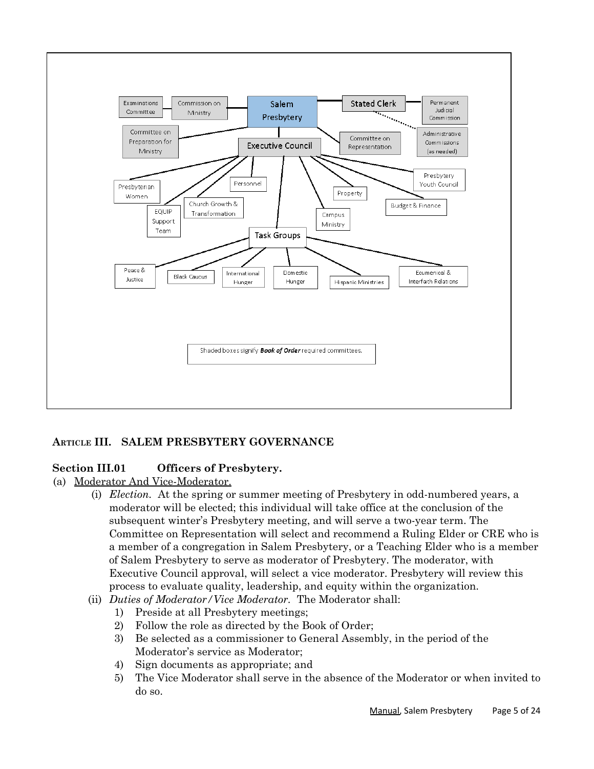Examinations Committee

Commission on Ministry

Salem Presbytery

Stated Clerk

Permanent Judicial Commission

Committee on Preparation for Ministry

Executive Council

Committee on Representation

Administrative Commissions (as needed)

Presbyterian Women

Personnel

EQUIP Support Team

Church Growth & Transformation

Property

Campus Ministry

Budget & Finance

Presbytery Youth Council

Task Groups

Peace & Justice

Black Caucus

International Hunger

Domestic Hunger

Hispanic Ministries

Ecumenical & Interfaith Relations

Shaded boxes signify ***Book of Order*** required committees.

## Article III. SALEM PRESBYTERY GOVERNANCE

### Section III.01 Officers of Presbytery.

(a) Moderator And Vice-Moderator.

(i) *Election.* At the spring or summer meeting of Presbytery in odd-numbered years, a moderator will be elected; this individual will take office at the conclusion of the subsequent winter's Presbytery meeting, and will serve a two-year term. The Committee on Representation will select and recommend a Ruling Elder or CRE who is a member of a congregation in Salem Presbytery, or a Teaching Elder who is a member of Salem Presbytery to serve as moderator of Presbytery. The moderator, with Executive Council approval, will select a vice moderator. Presbytery will review this process to evaluate quality, leadership, and equity within the organization.

(ii) *Duties of Moderator/Vice Moderator.* The Moderator shall:

1) Preside at all Presbytery meetings;
2) Follow the role as directed by the Book of Order;
3) Be selected as a commissioner to General Assembly, in the period of the Moderator's service as Moderator;
4) Sign documents as appropriate; and
5) The Vice Moderator shall serve in the absence of the Moderator or when invited to do so.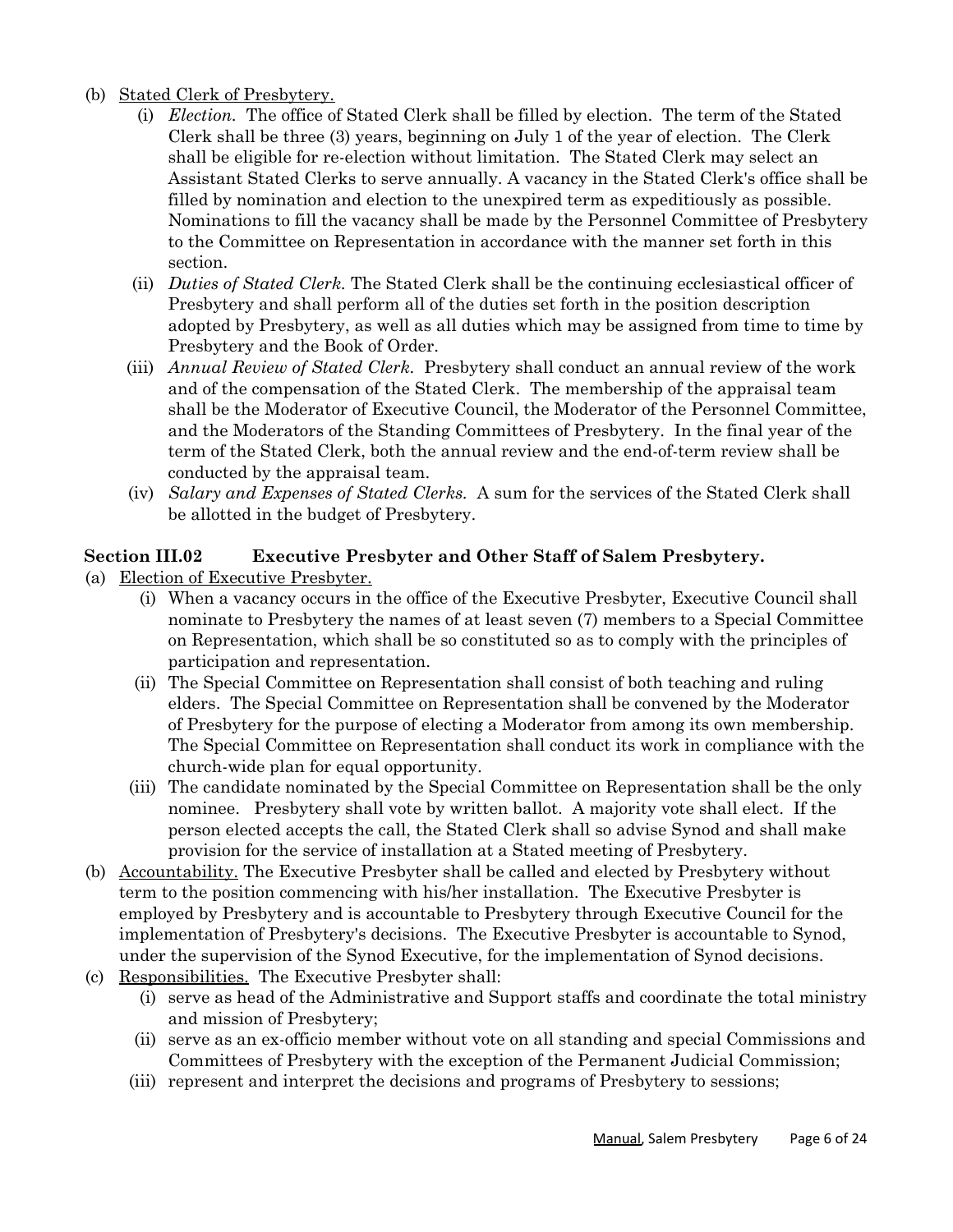(b) Stated Clerk of Presbytery.

   (i) *Election.* The office of Stated Clerk shall be filled by election. The term of the Stated Clerk shall be three (3) years, beginning on July 1 of the year of election. The Clerk shall be eligible for re-election without limitation. The Stated Clerk may select an Assistant Stated Clerks to serve annually. A vacancy in the Stated Clerk's office shall be filled by nomination and election to the unexpired term as expeditiously as possible. Nominations to fill the vacancy shall be made by the Personnel Committee of Presbytery to the Committee on Representation in accordance with the manner set forth in this section.

   (ii) *Duties of Stated Clerk.* The Stated Clerk shall be the continuing ecclesiastical officer of Presbytery and shall perform all of the duties set forth in the position description adopted by Presbytery, as well as all duties which may be assigned from time to time by Presbytery and the Book of Order.

   (iii) *Annual Review of Stated Clerk.* Presbytery shall conduct an annual review of the work and of the compensation of the Stated Clerk. The membership of the appraisal team shall be the Moderator of Executive Council, the Moderator of the Personnel Committee, and the Moderators of the Standing Committees of Presbytery. In the final year of the term of the Stated Clerk, both the annual review and the end-of-term review shall be conducted by the appraisal team.

   (iv) *Salary and Expenses of Stated Clerks.* A sum for the services of the Stated Clerk shall be allotted in the budget of Presbytery.

**Section III.02 Executive Presbyter and Other Staff of Salem Presbytery.**

(a) Election of Executive Presbyter.

   (i) When a vacancy occurs in the office of the Executive Presbyter, Executive Council shall nominate to Presbytery the names of at least seven (7) members to a Special Committee on Representation, which shall be so constituted so as to comply with the principles of participation and representation.

   (ii) The Special Committee on Representation shall consist of both teaching and ruling elders. The Special Committee on Representation shall be convened by the Moderator of Presbytery for the purpose of electing a Moderator from among its own membership. The Special Committee on Representation shall conduct its work in compliance with the church-wide plan for equal opportunity.

   (iii) The candidate nominated by the Special Committee on Representation shall be the only nominee. Presbytery shall vote by written ballot. A majority vote shall elect. If the person elected accepts the call, the Stated Clerk shall so advise Synod and shall make provision for the service of installation at a Stated meeting of Presbytery.

(b) Accountability. The Executive Presbyter shall be called and elected by Presbytery without term to the position commencing with his/her installation. The Executive Presbyter is employed by Presbytery and is accountable to Presbytery through Executive Council for the implementation of Presbytery's decisions. The Executive Presbyter is accountable to Synod, under the supervision of the Synod Executive, for the implementation of Synod decisions.

(c) Responsibilities. The Executive Presbyter shall:

   (i) serve as head of the Administrative and Support staffs and coordinate the total ministry and mission of Presbytery;

   (ii) serve as an ex-officio member without vote on all standing and special Commissions and Committees of Presbytery with the exception of the Permanent Judicial Commission;

   (iii) represent and interpret the decisions and programs of Presbytery to sessions;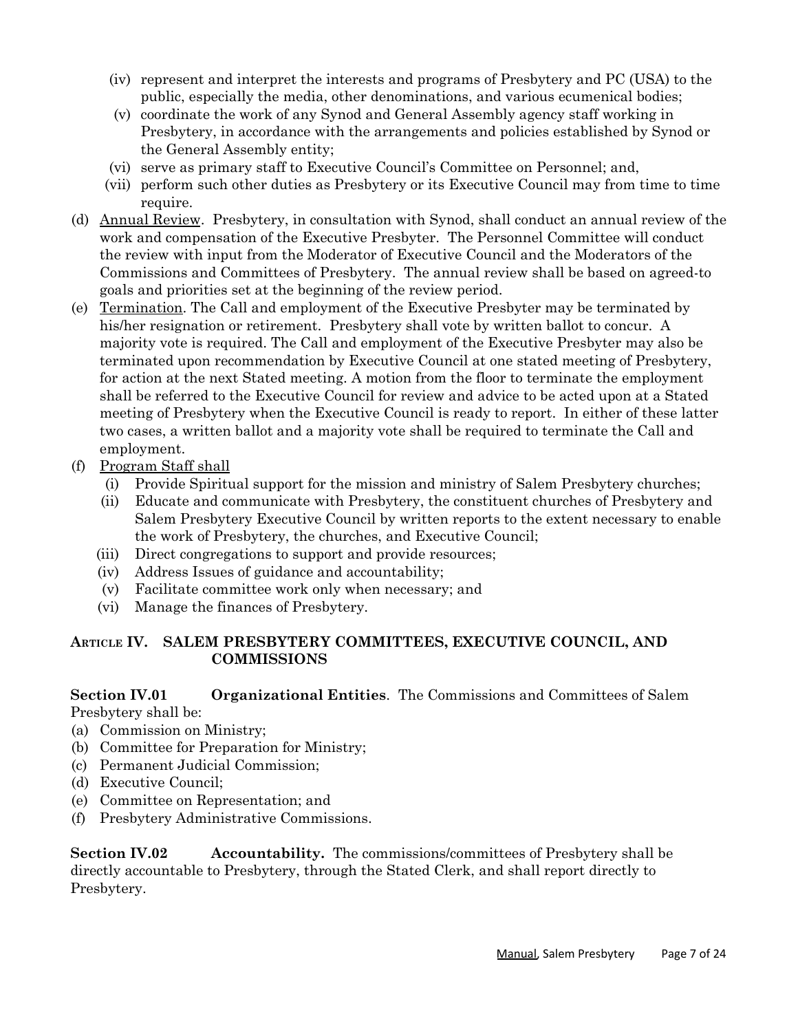(iv) represent and interpret the interests and programs of Presbytery and PC (USA) to the public, especially the media, other denominations, and various ecumenical bodies;

(v) coordinate the work of any Synod and General Assembly agency staff working in Presbytery, in accordance with the arrangements and policies established by Synod or the General Assembly entity;

(vi) serve as primary staff to Executive Council's Committee on Personnel; and,

(vii) perform such other duties as Presbytery or its Executive Council may from time to time require.

(d) <u>Annual Review</u>. Presbytery, in consultation with Synod, shall conduct an annual review of the work and compensation of the Executive Presbyter. The Personnel Committee will conduct the review with input from the Moderator of Executive Council and the Moderators of the Commissions and Committees of Presbytery. The annual review shall be based on agreed-to goals and priorities set at the beginning of the review period.

(e) <u>Termination</u>. The Call and employment of the Executive Presbyter may be terminated by his/her resignation or retirement. Presbytery shall vote by written ballot to concur. A majority vote is required. The Call and employment of the Executive Presbyter may also be terminated upon recommendation by Executive Council at one stated meeting of Presbytery, for action at the next Stated meeting. A motion from the floor to terminate the employment shall be referred to the Executive Council for review and advice to be acted upon at a Stated meeting of Presbytery when the Executive Council is ready to report. In either of these latter two cases, a written ballot and a majority vote shall be required to terminate the Call and employment.

(f) <u>Program Staff shall</u>

(i) Provide Spiritual support for the mission and ministry of Salem Presbytery churches;

(ii) Educate and communicate with Presbytery, the constituent churches of Presbytery and Salem Presbytery Executive Council by written reports to the extent necessary to enable the work of Presbytery, the churches, and Executive Council;

(iii) Direct congregations to support and provide resources;

(iv) Address Issues of guidance and accountability;

(v) Facilitate committee work only when necessary; and

(vi) Manage the finances of Presbytery.

## ARTICLE IV. SALEM PRESBYTERY COMMITTEES, EXECUTIVE COUNCIL, AND COMMISSIONS

**Section IV.01 Organizational Entities**. The Commissions and Committees of Salem Presbytery shall be:

(a) Commission on Ministry;

(b) Committee for Preparation for Ministry;

(c) Permanent Judicial Commission;

(d) Executive Council;

(e) Committee on Representation; and

(f) Presbytery Administrative Commissions.

**Section IV.02 Accountability.** The commissions/committees of Presbytery shall be directly accountable to Presbytery, through the Stated Clerk, and shall report directly to Presbytery.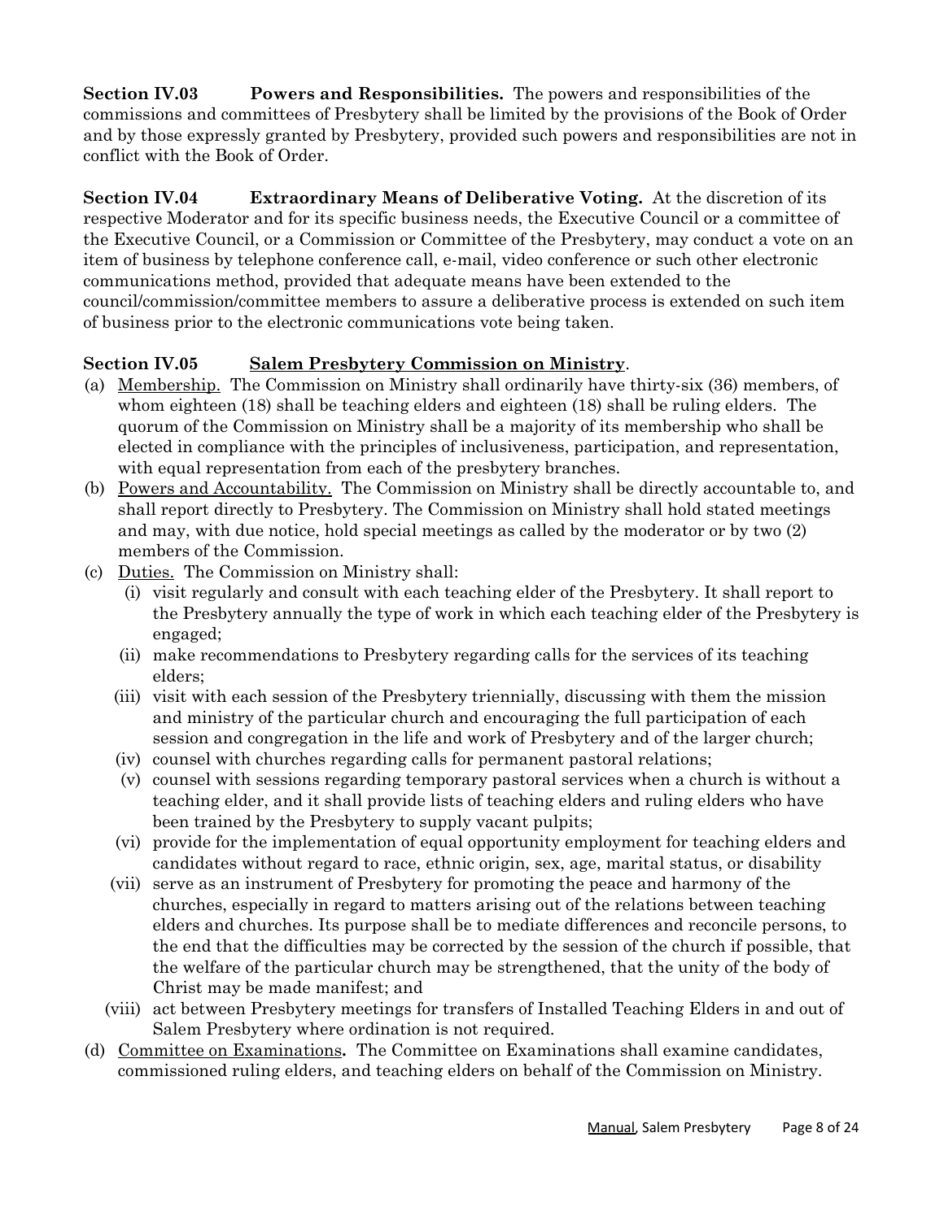**Section IV.03 Powers and Responsibilities.** The powers and responsibilities of the commissions and committees of Presbytery shall be limited by the provisions of the Book of Order and by those expressly granted by Presbytery, provided such powers and responsibilities are not in conflict with the Book of Order.

**Section IV.04 Extraordinary Means of Deliberative Voting.** At the discretion of its respective Moderator and for its specific business needs, the Executive Council or a committee of the Executive Council, or a Commission or Committee of the Presbytery, may conduct a vote on an item of business by telephone conference call, e-mail, video conference or such other electronic communications method, provided that adequate means have been extended to the council/commission/committee members to assure a deliberative process is extended on such item of business prior to the electronic communications vote being taken.

**Section IV.05 Salem Presbytery Commission on Ministry.**

(a) Membership. The Commission on Ministry shall ordinarily have thirty-six (36) members, of whom eighteen (18) shall be teaching elders and eighteen (18) shall be ruling elders. The quorum of the Commission on Ministry shall be a majority of its membership who shall be elected in compliance with the principles of inclusiveness, participation, and representation, with equal representation from each of the presbytery branches.

(b) Powers and Accountability. The Commission on Ministry shall be directly accountable to, and shall report directly to Presbytery. The Commission on Ministry shall hold stated meetings and may, with due notice, hold special meetings as called by the moderator or by two (2) members of the Commission.

(c) Duties. The Commission on Ministry shall:

   (i) visit regularly and consult with each teaching elder of the Presbytery. It shall report to the Presbytery annually the type of work in which each teaching elder of the Presbytery is engaged;

   (ii) make recommendations to Presbytery regarding calls for the services of its teaching elders;

   (iii) visit with each session of the Presbytery triennially, discussing with them the mission and ministry of the particular church and encouraging the full participation of each session and congregation in the life and work of Presbytery and of the larger church;

   (iv) counsel with churches regarding calls for permanent pastoral relations;

   (v) counsel with sessions regarding temporary pastoral services when a church is without a teaching elder, and it shall provide lists of teaching elders and ruling elders who have been trained by the Presbytery to supply vacant pulpits;

   (vi) provide for the implementation of equal opportunity employment for teaching elders and candidates without regard to race, ethnic origin, sex, age, marital status, or disability

   (vii) serve as an instrument of Presbytery for promoting the peace and harmony of the churches, especially in regard to matters arising out of the relations between teaching elders and churches. Its purpose shall be to mediate differences and reconcile persons, to the end that the difficulties may be corrected by the session of the church if possible, that the welfare of the particular church may be strengthened, that the unity of the body of Christ may be made manifest; and

   (viii) act between Presbytery meetings for transfers of Installed Teaching Elders in and out of Salem Presbytery where ordination is not required.

(d) Committee on Examinations**.** The Committee on Examinations shall examine candidates, commissioned ruling elders, and teaching elders on behalf of the Commission on Ministry.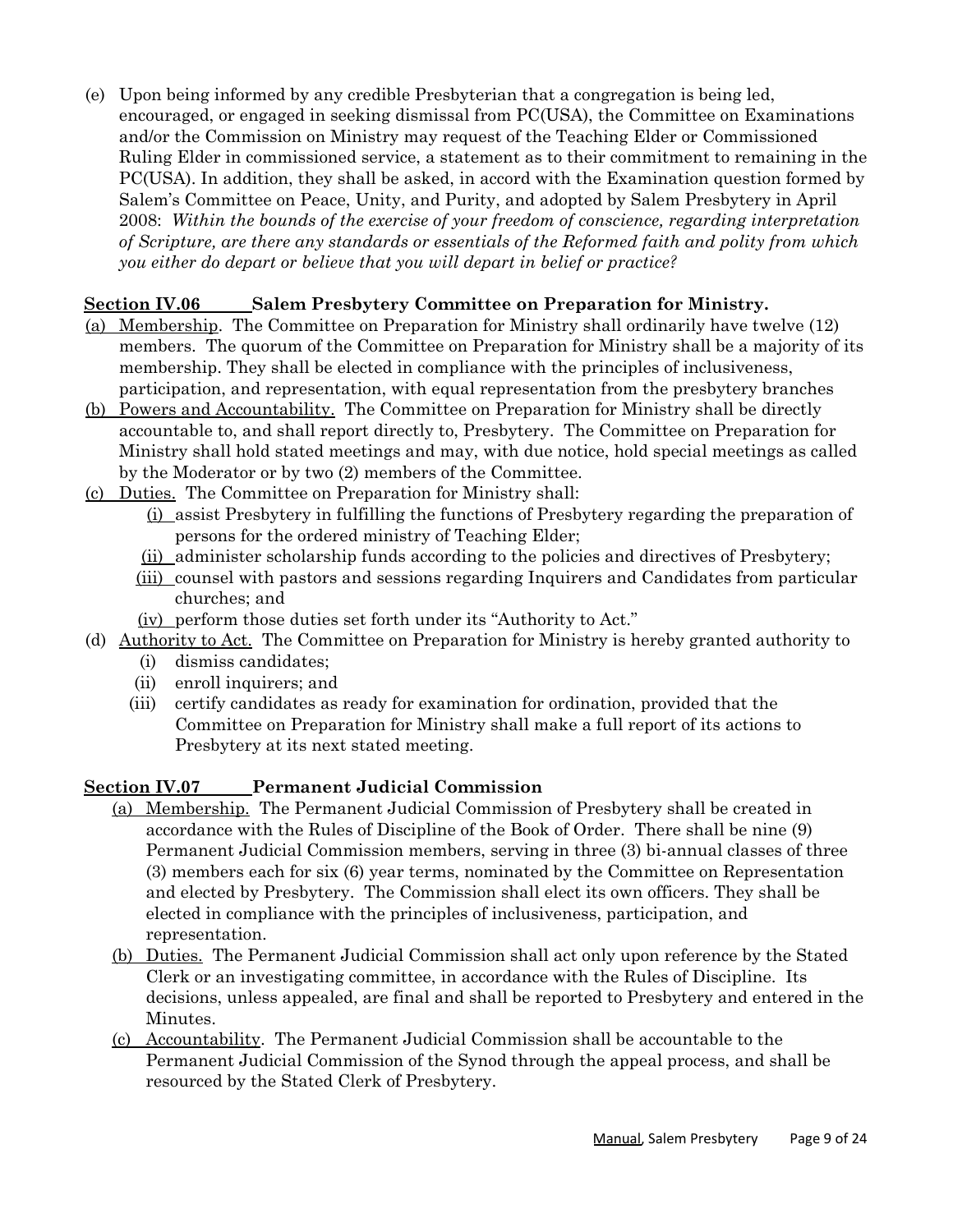(e) Upon being informed by any credible Presbyterian that a congregation is being led, encouraged, or engaged in seeking dismissal from PC(USA), the Committee on Examinations and/or the Commission on Ministry may request of the Teaching Elder or Commissioned Ruling Elder in commissioned service, a statement as to their commitment to remaining in the PC(USA). In addition, they shall be asked, in accord with the Examination question formed by Salem's Committee on Peace, Unity, and Purity, and adopted by Salem Presbytery in April 2008: *Within the bounds of the exercise of your freedom of conscience, regarding interpretation of Scripture, are there any standards or essentials of the Reformed faith and polity from which you either do depart or believe that you will depart in belief or practice?*

**Section IV.06 Salem Presbytery Committee on Preparation for Ministry.**

(a) Membership. The Committee on Preparation for Ministry shall ordinarily have twelve (12) members. The quorum of the Committee on Preparation for Ministry shall be a majority of its membership. They shall be elected in compliance with the principles of inclusiveness, participation, and representation, with equal representation from the presbytery branches

(b) Powers and Accountability. The Committee on Preparation for Ministry shall be directly accountable to, and shall report directly to, Presbytery. The Committee on Preparation for Ministry shall hold stated meetings and may, with due notice, hold special meetings as called by the Moderator or by two (2) members of the Committee.

(c) Duties. The Committee on Preparation for Ministry shall:

- (i) assist Presbytery in fulfilling the functions of Presbytery regarding the preparation of persons for the ordered ministry of Teaching Elder;
- (ii) administer scholarship funds according to the policies and directives of Presbytery;
- (iii) counsel with pastors and sessions regarding Inquirers and Candidates from particular churches; and
- (iv) perform those duties set forth under its "Authority to Act."

(d) Authority to Act. The Committee on Preparation for Ministry is hereby granted authority to

- (i) dismiss candidates;
- (ii) enroll inquirers; and
- (iii) certify candidates as ready for examination for ordination, provided that the Committee on Preparation for Ministry shall make a full report of its actions to Presbytery at its next stated meeting.

**Section IV.07 Permanent Judicial Commission**

(a) Membership. The Permanent Judicial Commission of Presbytery shall be created in accordance with the Rules of Discipline of the Book of Order. There shall be nine (9) Permanent Judicial Commission members, serving in three (3) bi-annual classes of three (3) members each for six (6) year terms, nominated by the Committee on Representation and elected by Presbytery. The Commission shall elect its own officers. They shall be elected in compliance with the principles of inclusiveness, participation, and representation.

(b) Duties. The Permanent Judicial Commission shall act only upon reference by the Stated Clerk or an investigating committee, in accordance with the Rules of Discipline. Its decisions, unless appealed, are final and shall be reported to Presbytery and entered in the Minutes.

(c) Accountability. The Permanent Judicial Commission shall be accountable to the Permanent Judicial Commission of the Synod through the appeal process, and shall be resourced by the Stated Clerk of Presbytery.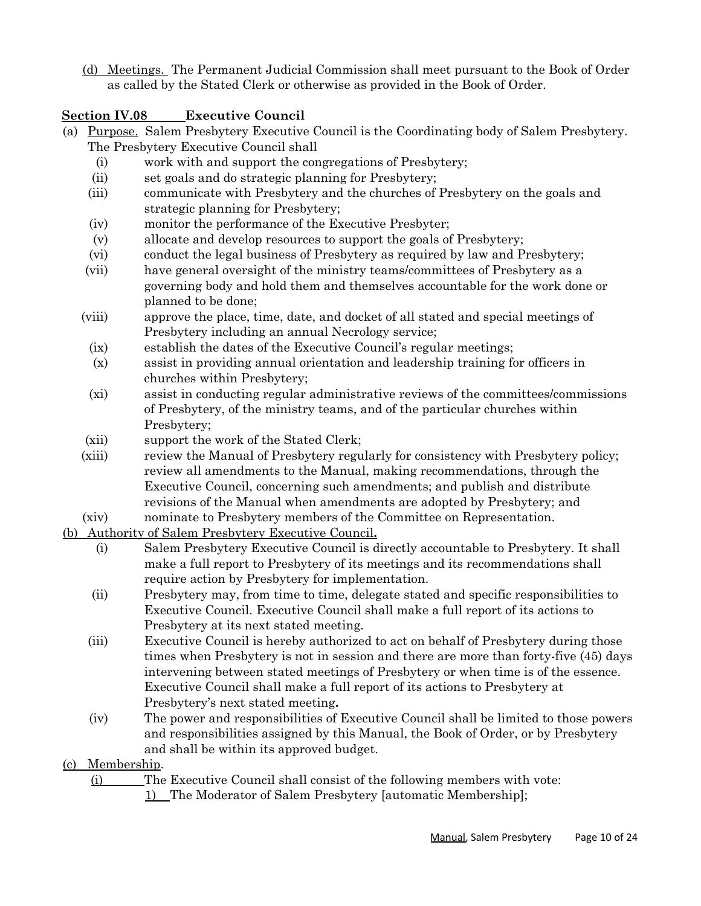(d) Meetings. The Permanent Judicial Commission shall meet pursuant to the Book of Order as called by the Stated Clerk or otherwise as provided in the Book of Order.

## Section IV.08 Executive Council

(a) Purpose. Salem Presbytery Executive Council is the Coordinating body of Salem Presbytery. The Presbytery Executive Council shall

- (i) work with and support the congregations of Presbytery;
- (ii) set goals and do strategic planning for Presbytery;
- (iii) communicate with Presbytery and the churches of Presbytery on the goals and strategic planning for Presbytery;
- (iv) monitor the performance of the Executive Presbyter;
- (v) allocate and develop resources to support the goals of Presbytery;
- (vi) conduct the legal business of Presbytery as required by law and Presbytery;
- (vii) have general oversight of the ministry teams/committees of Presbytery as a governing body and hold them and themselves accountable for the work done or planned to be done;
- (viii) approve the place, time, date, and docket of all stated and special meetings of Presbytery including an annual Necrology service;
- (ix) establish the dates of the Executive Council's regular meetings;
- (x) assist in providing annual orientation and leadership training for officers in churches within Presbytery;
- (xi) assist in conducting regular administrative reviews of the committees/commissions of Presbytery, of the ministry teams, and of the particular churches within Presbytery;
- (xii) support the work of the Stated Clerk;
- (xiii) review the Manual of Presbytery regularly for consistency with Presbytery policy; review all amendments to the Manual, making recommendations, through the Executive Council, concerning such amendments; and publish and distribute revisions of the Manual when amendments are adopted by Presbytery; and
- (xiv) nominate to Presbytery members of the Committee on Representation.

(b) Authority of Salem Presbytery Executive Council.

- (i) Salem Presbytery Executive Council is directly accountable to Presbytery. It shall make a full report to Presbytery of its meetings and its recommendations shall require action by Presbytery for implementation.
- (ii) Presbytery may, from time to time, delegate stated and specific responsibilities to Executive Council. Executive Council shall make a full report of its actions to Presbytery at its next stated meeting.
- (iii) Executive Council is hereby authorized to act on behalf of Presbytery during those times when Presbytery is not in session and there are more than forty-five (45) days intervening between stated meetings of Presbytery or when time is of the essence. Executive Council shall make a full report of its actions to Presbytery at Presbytery's next stated meeting.
- (iv) The power and responsibilities of Executive Council shall be limited to those powers and responsibilities assigned by this Manual, the Book of Order, or by Presbytery and shall be within its approved budget.

(c) Membership.

- (i) The Executive Council shall consist of the following members with vote:
  1) The Moderator of Salem Presbytery [automatic Membership];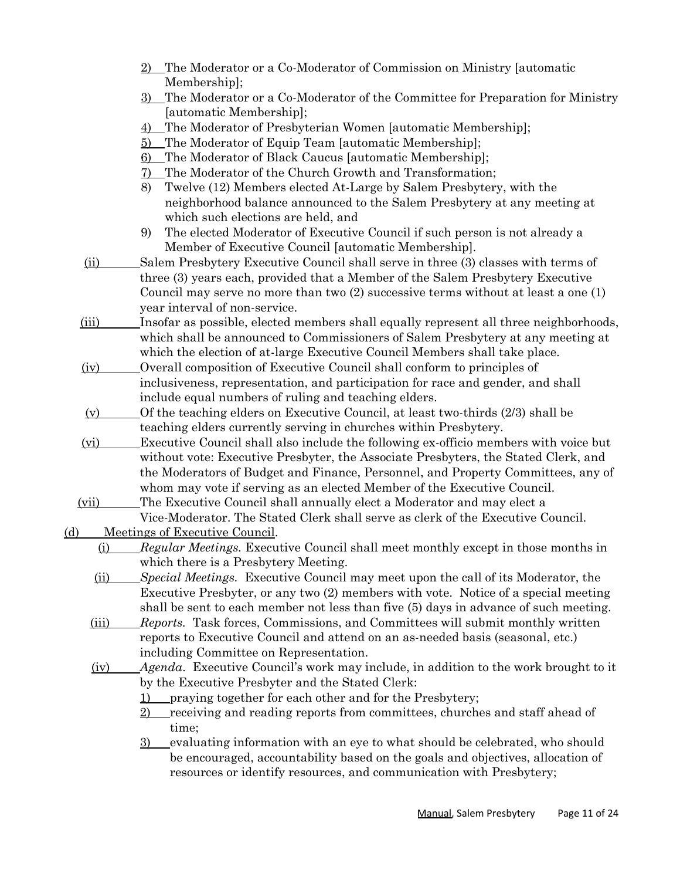2) The Moderator or a Co-Moderator of Commission on Ministry [automatic Membership];
3) The Moderator or a Co-Moderator of the Committee for Preparation for Ministry [automatic Membership];
4) The Moderator of Presbyterian Women [automatic Membership];
5) The Moderator of Equip Team [automatic Membership];
6) The Moderator of Black Caucus [automatic Membership];
7) The Moderator of the Church Growth and Transformation;
8) Twelve (12) Members elected At-Large by Salem Presbytery, with the neighborhood balance announced to the Salem Presbytery at any meeting at which such elections are held, and
9) The elected Moderator of Executive Council if such person is not already a Member of Executive Council [automatic Membership].

(ii) Salem Presbytery Executive Council shall serve in three (3) classes with terms of three (3) years each, provided that a Member of the Salem Presbytery Executive Council may serve no more than two (2) successive terms without at least a one (1) year interval of non-service.

(iii) Insofar as possible, elected members shall equally represent all three neighborhoods, which shall be announced to Commissioners of Salem Presbytery at any meeting at which the election of at-large Executive Council Members shall take place.

(iv) Overall composition of Executive Council shall conform to principles of inclusiveness, representation, and participation for race and gender, and shall include equal numbers of ruling and teaching elders.

(v) Of the teaching elders on Executive Council, at least two-thirds (2/3) shall be teaching elders currently serving in churches within Presbytery.

(vi) Executive Council shall also include the following ex-officio members with voice but without vote: Executive Presbyter, the Associate Presbyters, the Stated Clerk, and the Moderators of Budget and Finance, Personnel, and Property Committees, any of whom may vote if serving as an elected Member of the Executive Council.

(vii) The Executive Council shall annually elect a Moderator and may elect a Vice-Moderator. The Stated Clerk shall serve as clerk of the Executive Council.

(d) Meetings of Executive Council.

(i) *Regular Meetings.* Executive Council shall meet monthly except in those months in which there is a Presbytery Meeting.

(ii) *Special Meetings.* Executive Council may meet upon the call of its Moderator, the Executive Presbyter, or any two (2) members with vote. Notice of a special meeting shall be sent to each member not less than five (5) days in advance of such meeting.

(iii) *Reports.* Task forces, Commissions, and Committees will submit monthly written reports to Executive Council and attend on an as-needed basis (seasonal, etc.) including Committee on Representation.

(iv) *Agenda.* Executive Council's work may include, in addition to the work brought to it by the Executive Presbyter and the Stated Clerk:
1) praying together for each other and for the Presbytery;
2) receiving and reading reports from committees, churches and staff ahead of time;
3) evaluating information with an eye to what should be celebrated, who should be encouraged, accountability based on the goals and objectives, allocation of resources or identify resources, and communication with Presbytery;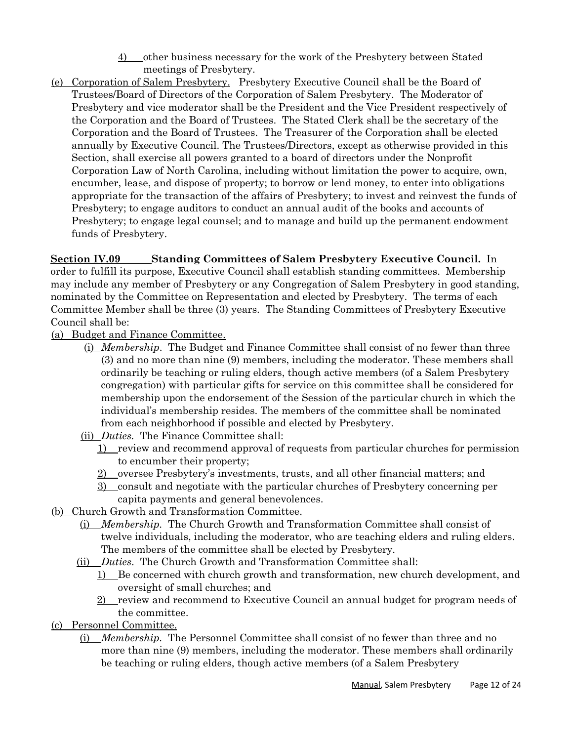4) other business necessary for the work of the Presbytery between Stated meetings of Presbytery.

(e) Corporation of Salem Presbytery. Presbytery Executive Council shall be the Board of Trustees/Board of Directors of the Corporation of Salem Presbytery. The Moderator of Presbytery and vice moderator shall be the President and the Vice President respectively of the Corporation and the Board of Trustees. The Stated Clerk shall be the secretary of the Corporation and the Board of Trustees. The Treasurer of the Corporation shall be elected annually by Executive Council. The Trustees/Directors, except as otherwise provided in this Section, shall exercise all powers granted to a board of directors under the Nonprofit Corporation Law of North Carolina, including without limitation the power to acquire, own, encumber, lease, and dispose of property; to borrow or lend money, to enter into obligations appropriate for the transaction of the affairs of Presbytery; to invest and reinvest the funds of Presbytery; to engage auditors to conduct an annual audit of the books and accounts of Presbytery; to engage legal counsel; and to manage and build up the permanent endowment funds of Presbytery.

**Section IV.09 Standing Committees of Salem Presbytery Executive Council.** In order to fulfill its purpose, Executive Council shall establish standing committees. Membership may include any member of Presbytery or any Congregation of Salem Presbytery in good standing, nominated by the Committee on Representation and elected by Presbytery. The terms of each Committee Member shall be three (3) years. The Standing Committees of Presbytery Executive Council shall be:

(a) Budget and Finance Committee.

(i) *Membership*. The Budget and Finance Committee shall consist of no fewer than three (3) and no more than nine (9) members, including the moderator. These members shall ordinarily be teaching or ruling elders, though active members (of a Salem Presbytery congregation) with particular gifts for service on this committee shall be considered for membership upon the endorsement of the Session of the particular church in which the individual's membership resides. The members of the committee shall be nominated from each neighborhood if possible and elected by Presbytery.

(ii) *Duties.* The Finance Committee shall:

1) review and recommend approval of requests from particular churches for permission to encumber their property;

2) oversee Presbytery's investments, trusts, and all other financial matters; and

3) consult and negotiate with the particular churches of Presbytery concerning per capita payments and general benevolences.

(b) Church Growth and Transformation Committee.

(i) *Membership.* The Church Growth and Transformation Committee shall consist of twelve individuals, including the moderator, who are teaching elders and ruling elders. The members of the committee shall be elected by Presbytery.

(ii) *Duties*. The Church Growth and Transformation Committee shall:

1) Be concerned with church growth and transformation, new church development, and oversight of small churches; and

2) review and recommend to Executive Council an annual budget for program needs of the committee.

(c) Personnel Committee.

(i) *Membership.* The Personnel Committee shall consist of no fewer than three and no more than nine (9) members, including the moderator. These members shall ordinarily be teaching or ruling elders, though active members (of a Salem Presbytery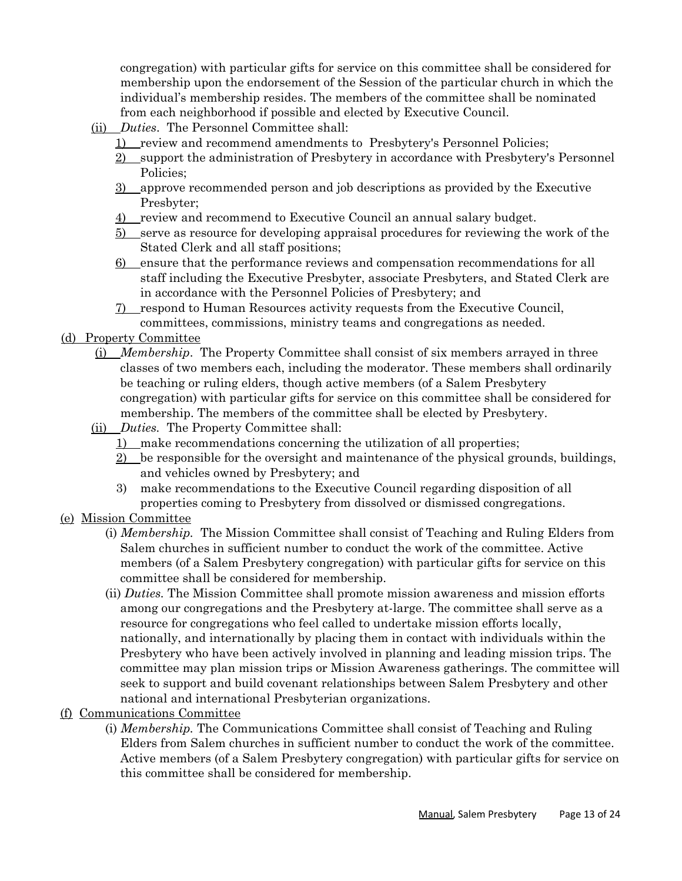congregation) with particular gifts for service on this committee shall be considered for membership upon the endorsement of the Session of the particular church in which the individual's membership resides. The members of the committee shall be nominated from each neighborhood if possible and elected by Executive Council.

(ii) *Duties*. The Personnel Committee shall:

1) review and recommend amendments to Presbytery's Personnel Policies;
2) support the administration of Presbytery in accordance with Presbytery's Personnel Policies;
3) approve recommended person and job descriptions as provided by the Executive Presbyter;
4) review and recommend to Executive Council an annual salary budget.
5) serve as resource for developing appraisal procedures for reviewing the work of the Stated Clerk and all staff positions;
6) ensure that the performance reviews and compensation recommendations for all staff including the Executive Presbyter, associate Presbyters, and Stated Clerk are in accordance with the Personnel Policies of Presbytery; and
7) respond to Human Resources activity requests from the Executive Council, committees, commissions, ministry teams and congregations as needed.

(d) Property Committee

(i) *Membership*. The Property Committee shall consist of six members arrayed in three classes of two members each, including the moderator. These members shall ordinarily be teaching or ruling elders, though active members (of a Salem Presbytery congregation) with particular gifts for service on this committee shall be considered for membership. The members of the committee shall be elected by Presbytery.

(ii) *Duties.* The Property Committee shall:

1) make recommendations concerning the utilization of all properties;
2) be responsible for the oversight and maintenance of the physical grounds, buildings, and vehicles owned by Presbytery; and
3) make recommendations to the Executive Council regarding disposition of all properties coming to Presbytery from dissolved or dismissed congregations.

(e) Mission Committee

(i) *Membership.* The Mission Committee shall consist of Teaching and Ruling Elders from Salem churches in sufficient number to conduct the work of the committee. Active members (of a Salem Presbytery congregation) with particular gifts for service on this committee shall be considered for membership.

(ii) *Duties.* The Mission Committee shall promote mission awareness and mission efforts among our congregations and the Presbytery at-large. The committee shall serve as a resource for congregations who feel called to undertake mission efforts locally, nationally, and internationally by placing them in contact with individuals within the Presbytery who have been actively involved in planning and leading mission trips. The committee may plan mission trips or Mission Awareness gatherings. The committee will seek to support and build covenant relationships between Salem Presbytery and other national and international Presbyterian organizations.

(f) Communications Committee

(i) *Membership.* The Communications Committee shall consist of Teaching and Ruling Elders from Salem churches in sufficient number to conduct the work of the committee. Active members (of a Salem Presbytery congregation) with particular gifts for service on this committee shall be considered for membership.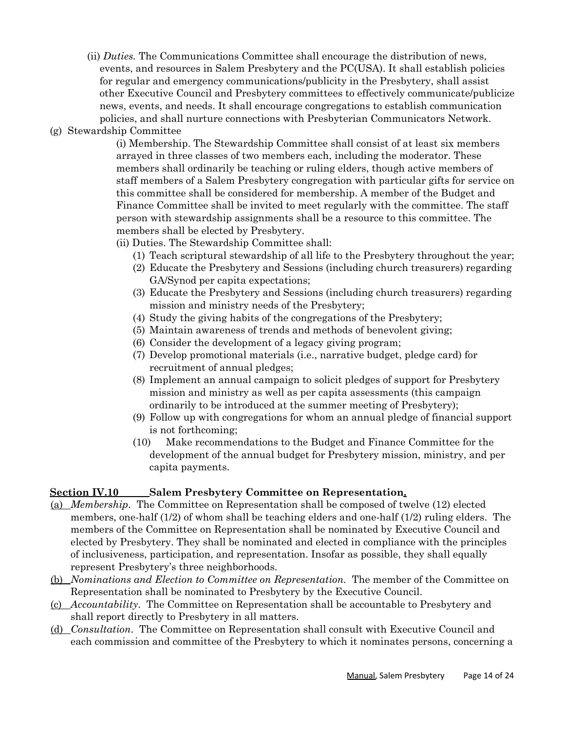(ii) *Duties.* The Communications Committee shall encourage the distribution of news, events, and resources in Salem Presbytery and the PC(USA). It shall establish policies for regular and emergency communications/publicity in the Presbytery, shall assist other Executive Council and Presbytery committees to effectively communicate/publicize news, events, and needs. It shall encourage congregations to establish communication policies, and shall nurture connections with Presbyterian Communicators Network.

(g) Stewardship Committee

(i) Membership. The Stewardship Committee shall consist of at least six members arrayed in three classes of two members each, including the moderator. These members shall ordinarily be teaching or ruling elders, though active members of staff members of a Salem Presbytery congregation with particular gifts for service on this committee shall be considered for membership. A member of the Budget and Finance Committee shall be invited to meet regularly with the committee. The staff person with stewardship assignments shall be a resource to this committee. The members shall be elected by Presbytery.

(ii) Duties. The Stewardship Committee shall:

1. Teach scriptural stewardship of all life to the Presbytery throughout the year;
2. Educate the Presbytery and Sessions (including church treasurers) regarding GA/Synod per capita expectations;
3. Educate the Presbytery and Sessions (including church treasurers) regarding mission and ministry needs of the Presbytery;
4. Study the giving habits of the congregations of the Presbytery;
5. Maintain awareness of trends and methods of benevolent giving;
6. Consider the development of a legacy giving program;
7. Develop promotional materials (i.e., narrative budget, pledge card) for recruitment of annual pledges;
8. Implement an annual campaign to solicit pledges of support for Presbytery mission and ministry as well as per capita assessments (this campaign ordinarily to be introduced at the summer meeting of Presbytery);
9. Follow up with congregations for whom an annual pledge of financial support is not forthcoming;
10. Make recommendations to the Budget and Finance Committee for the development of the annual budget for Presbytery mission, ministry, and per capita payments.

**Section IV.10 Salem Presbytery Committee on Representation.**

(a) *Membership*. The Committee on Representation shall be composed of twelve (12) elected members, one-half (1/2) of whom shall be teaching elders and one-half (1/2) ruling elders. The members of the Committee on Representation shall be nominated by Executive Council and elected by Presbytery. They shall be nominated and elected in compliance with the principles of inclusiveness, participation, and representation. Insofar as possible, they shall equally represent Presbytery's three neighborhoods.

(b) *Nominations and Election to Committee on Representation.* The member of the Committee on Representation shall be nominated to Presbytery by the Executive Council.

(c) *Accountability*. The Committee on Representation shall be accountable to Presbytery and shall report directly to Presbytery in all matters.

(d) *Consultation*. The Committee on Representation shall consult with Executive Council and each commission and committee of the Presbytery to which it nominates persons, concerning a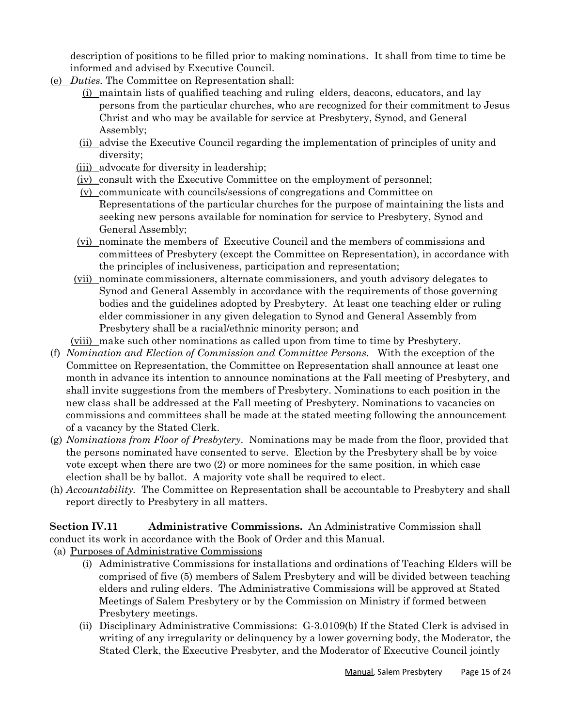description of positions to be filled prior to making nominations. It shall from time to time be informed and advised by Executive Council.

(e) *Duties.* The Committee on Representation shall:

(i) maintain lists of qualified teaching and ruling elders, deacons, educators, and lay persons from the particular churches, who are recognized for their commitment to Jesus Christ and who may be available for service at Presbytery, Synod, and General Assembly;

(ii) advise the Executive Council regarding the implementation of principles of unity and diversity;

(iii) advocate for diversity in leadership;

(iv) consult with the Executive Committee on the employment of personnel;

(v) communicate with councils/sessions of congregations and Committee on Representations of the particular churches for the purpose of maintaining the lists and seeking new persons available for nomination for service to Presbytery, Synod and General Assembly;

(vi) nominate the members of Executive Council and the members of commissions and committees of Presbytery (except the Committee on Representation), in accordance with the principles of inclusiveness, participation and representation;

(vii) nominate commissioners, alternate commissioners, and youth advisory delegates to Synod and General Assembly in accordance with the requirements of those governing bodies and the guidelines adopted by Presbytery. At least one teaching elder or ruling elder commissioner in any given delegation to Synod and General Assembly from Presbytery shall be a racial/ethnic minority person; and

(viii) make such other nominations as called upon from time to time by Presbytery.

(f) *Nomination and Election of Commission and Committee Persons.* With the exception of the Committee on Representation, the Committee on Representation shall announce at least one month in advance its intention to announce nominations at the Fall meeting of Presbytery, and shall invite suggestions from the members of Presbytery. Nominations to each position in the new class shall be addressed at the Fall meeting of Presbytery. Nominations to vacancies on commissions and committees shall be made at the stated meeting following the announcement of a vacancy by the Stated Clerk.

(g) *Nominations from Floor of Presbytery.* Nominations may be made from the floor, provided that the persons nominated have consented to serve. Election by the Presbytery shall be by voice vote except when there are two (2) or more nominees for the same position, in which case election shall be by ballot. A majority vote shall be required to elect.

(h) *Accountability.* The Committee on Representation shall be accountable to Presbytery and shall report directly to Presbytery in all matters.

**Section IV.11 Administrative Commissions.** An Administrative Commission shall conduct its work in accordance with the Book of Order and this Manual.

(a) Purposes of Administrative Commissions

(i) Administrative Commissions for installations and ordinations of Teaching Elders will be comprised of five (5) members of Salem Presbytery and will be divided between teaching elders and ruling elders. The Administrative Commissions will be approved at Stated Meetings of Salem Presbytery or by the Commission on Ministry if formed between Presbytery meetings.

(ii) Disciplinary Administrative Commissions: G-3.0109(b) If the Stated Clerk is advised in writing of any irregularity or delinquency by a lower governing body, the Moderator, the Stated Clerk, the Executive Presbyter, and the Moderator of Executive Council jointly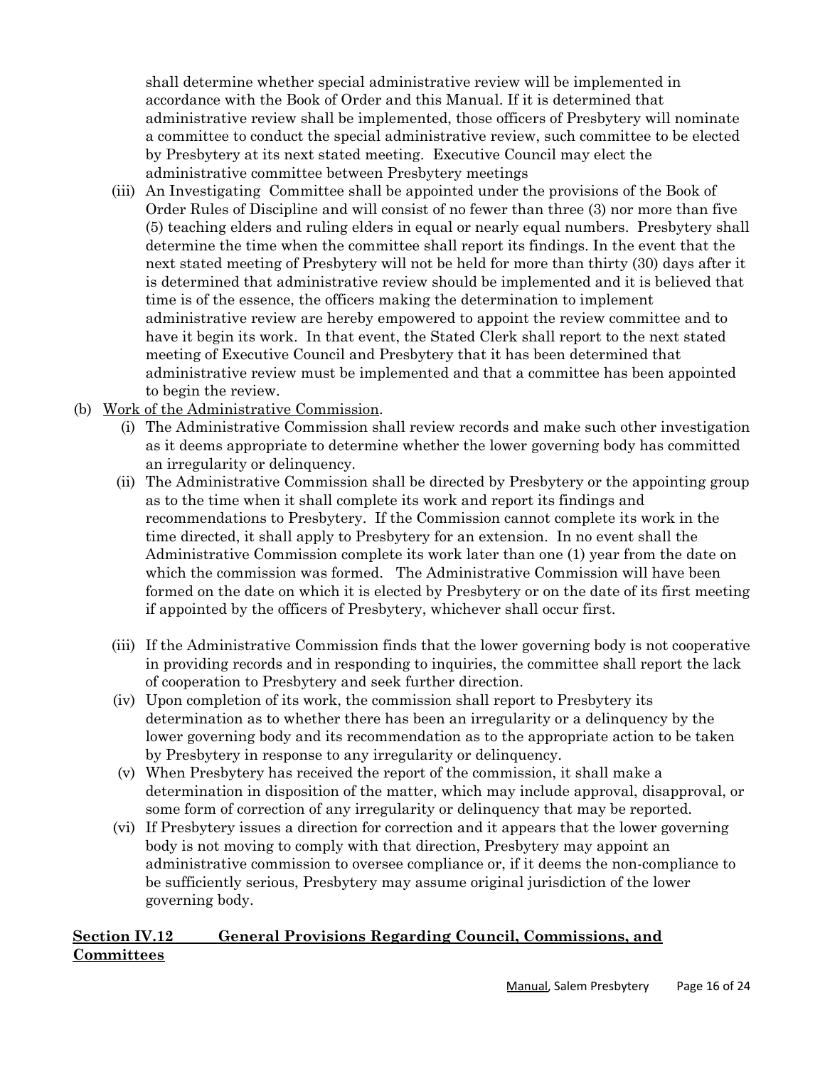shall determine whether special administrative review will be implemented in accordance with the Book of Order and this Manual. If it is determined that administrative review shall be implemented, those officers of Presbytery will nominate a committee to conduct the special administrative review, such committee to be elected by Presbytery at its next stated meeting. Executive Council may elect the administrative committee between Presbytery meetings

(iii) An Investigating Committee shall be appointed under the provisions of the Book of Order Rules of Discipline and will consist of no fewer than three (3) nor more than five (5) teaching elders and ruling elders in equal or nearly equal numbers. Presbytery shall determine the time when the committee shall report its findings. In the event that the next stated meeting of Presbytery will not be held for more than thirty (30) days after it is determined that administrative review should be implemented and it is believed that time is of the essence, the officers making the determination to implement administrative review are hereby empowered to appoint the review committee and to have it begin its work. In that event, the Stated Clerk shall report to the next stated meeting of Executive Council and Presbytery that it has been determined that administrative review must be implemented and that a committee has been appointed to begin the review.

(b) Work of the Administrative Commission.

(i) The Administrative Commission shall review records and make such other investigation as it deems appropriate to determine whether the lower governing body has committed an irregularity or delinquency.

(ii) The Administrative Commission shall be directed by Presbytery or the appointing group as to the time when it shall complete its work and report its findings and recommendations to Presbytery. If the Commission cannot complete its work in the time directed, it shall apply to Presbytery for an extension. In no event shall the Administrative Commission complete its work later than one (1) year from the date on which the commission was formed. The Administrative Commission will have been formed on the date on which it is elected by Presbytery or on the date of its first meeting if appointed by the officers of Presbytery, whichever shall occur first.

(iii) If the Administrative Commission finds that the lower governing body is not cooperative in providing records and in responding to inquiries, the committee shall report the lack of cooperation to Presbytery and seek further direction.

(iv) Upon completion of its work, the commission shall report to Presbytery its determination as to whether there has been an irregularity or a delinquency by the lower governing body and its recommendation as to the appropriate action to be taken by Presbytery in response to any irregularity or delinquency.

(v) When Presbytery has received the report of the commission, it shall make a determination in disposition of the matter, which may include approval, disapproval, or some form of correction of any irregularity or delinquency that may be reported.

(vi) If Presbytery issues a direction for correction and it appears that the lower governing body is not moving to comply with that direction, Presbytery may appoint an administrative commission to oversee compliance or, if it deems the non-compliance to be sufficiently serious, Presbytery may assume original jurisdiction of the lower governing body.

## Section IV.12 General Provisions Regarding Council, Commissions, and Committees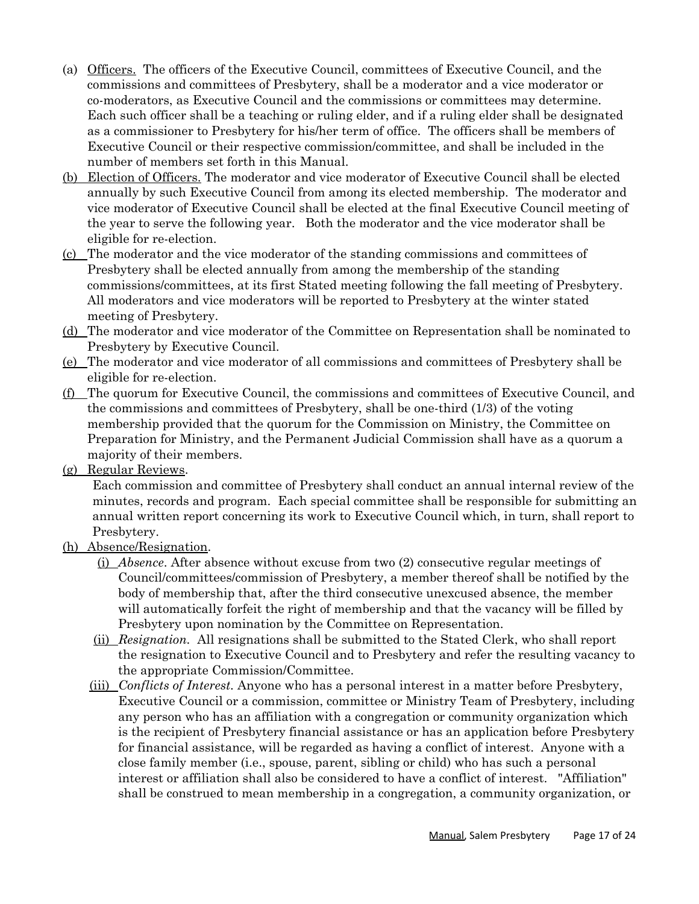(a) Officers. The officers of the Executive Council, committees of Executive Council, and the commissions and committees of Presbytery, shall be a moderator and a vice moderator or co-moderators, as Executive Council and the commissions or committees may determine. Each such officer shall be a teaching or ruling elder, and if a ruling elder shall be designated as a commissioner to Presbytery for his/her term of office. The officers shall be members of Executive Council or their respective commission/committee, and shall be included in the number of members set forth in this Manual.

(b) Election of Officers. The moderator and vice moderator of Executive Council shall be elected annually by such Executive Council from among its elected membership. The moderator and vice moderator of Executive Council shall be elected at the final Executive Council meeting of the year to serve the following year. Both the moderator and the vice moderator shall be eligible for re-election.

(c) The moderator and the vice moderator of the standing commissions and committees of Presbytery shall be elected annually from among the membership of the standing commissions/committees, at its first Stated meeting following the fall meeting of Presbytery. All moderators and vice moderators will be reported to Presbytery at the winter stated meeting of Presbytery.

(d) The moderator and vice moderator of the Committee on Representation shall be nominated to Presbytery by Executive Council.

(e) The moderator and vice moderator of all commissions and committees of Presbytery shall be eligible for re-election.

(f) The quorum for Executive Council, the commissions and committees of Executive Council, and the commissions and committees of Presbytery, shall be one-third (1/3) of the voting membership provided that the quorum for the Commission on Ministry, the Committee on Preparation for Ministry, and the Permanent Judicial Commission shall have as a quorum a majority of their members.

(g) Regular Reviews.
Each commission and committee of Presbytery shall conduct an annual internal review of the minutes, records and program. Each special committee shall be responsible for submitting an annual written report concerning its work to Executive Council which, in turn, shall report to Presbytery.

(h) Absence/Resignation.

(i) *Absence*. After absence without excuse from two (2) consecutive regular meetings of Council/committees/commission of Presbytery, a member thereof shall be notified by the body of membership that, after the third consecutive unexcused absence, the member will automatically forfeit the right of membership and that the vacancy will be filled by Presbytery upon nomination by the Committee on Representation.

(ii) *Resignation.* All resignations shall be submitted to the Stated Clerk, who shall report the resignation to Executive Council and to Presbytery and refer the resulting vacancy to the appropriate Commission/Committee.

(iii) *Conflicts of Interest.* Anyone who has a personal interest in a matter before Presbytery, Executive Council or a commission, committee or Ministry Team of Presbytery, including any person who has an affiliation with a congregation or community organization which is the recipient of Presbytery financial assistance or has an application before Presbytery for financial assistance, will be regarded as having a conflict of interest. Anyone with a close family member (i.e., spouse, parent, sibling or child) who has such a personal interest or affiliation shall also be considered to have a conflict of interest. "Affiliation" shall be construed to mean membership in a congregation, a community organization, or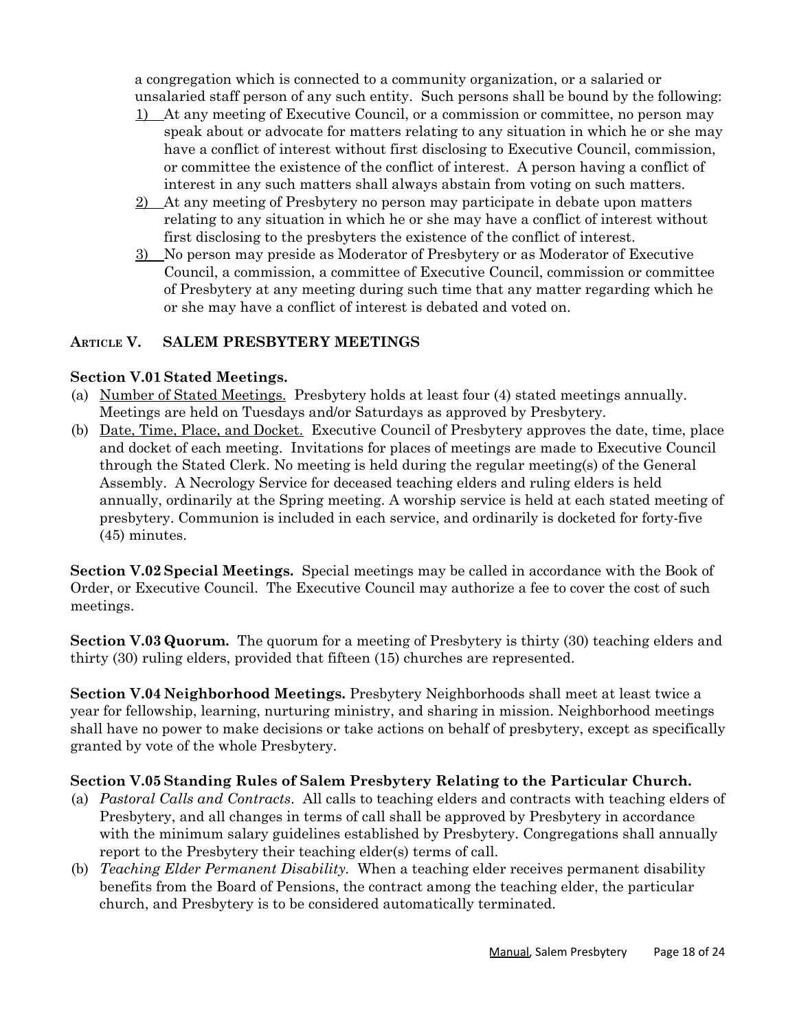a congregation which is connected to a community organization, or a salaried or unsalaried staff person of any such entity. Such persons shall be bound by the following:

1) At any meeting of Executive Council, or a commission or committee, no person may speak about or advocate for matters relating to any situation in which he or she may have a conflict of interest without first disclosing to Executive Council, commission, or committee the existence of the conflict of interest. A person having a conflict of interest in any such matters shall always abstain from voting on such matters.
2) At any meeting of Presbytery no person may participate in debate upon matters relating to any situation in which he or she may have a conflict of interest without first disclosing to the presbyters the existence of the conflict of interest.
3) No person may preside as Moderator of Presbytery or as Moderator of Executive Council, a commission, a committee of Executive Council, commission or committee of Presbytery at any meeting during such time that any matter regarding which he or she may have a conflict of interest is debated and voted on.

## Article V. SALEM PRESBYTERY MEETINGS

**Section V.01 Stated Meetings.**

(a) Number of Stated Meetings. Presbytery holds at least four (4) stated meetings annually. Meetings are held on Tuesdays and/or Saturdays as approved by Presbytery.

(b) Date, Time, Place, and Docket. Executive Council of Presbytery approves the date, time, place and docket of each meeting. Invitations for places of meetings are made to Executive Council through the Stated Clerk. No meeting is held during the regular meeting(s) of the General Assembly. A Necrology Service for deceased teaching elders and ruling elders is held annually, ordinarily at the Spring meeting. A worship service is held at each stated meeting of presbytery. Communion is included in each service, and ordinarily is docketed for forty-five (45) minutes.

**Section V.02 Special Meetings.** Special meetings may be called in accordance with the Book of Order, or Executive Council. The Executive Council may authorize a fee to cover the cost of such meetings.

**Section V.03 Quorum.** The quorum for a meeting of Presbytery is thirty (30) teaching elders and thirty (30) ruling elders, provided that fifteen (15) churches are represented.

**Section V.04 Neighborhood Meetings.** Presbytery Neighborhoods shall meet at least twice a year for fellowship, learning, nurturing ministry, and sharing in mission. Neighborhood meetings shall have no power to make decisions or take actions on behalf of presbytery, except as specifically granted by vote of the whole Presbytery.

**Section V.05 Standing Rules of Salem Presbytery Relating to the Particular Church.**

(a) *Pastoral Calls and Contracts*. All calls to teaching elders and contracts with teaching elders of Presbytery, and all changes in terms of call shall be approved by Presbytery in accordance with the minimum salary guidelines established by Presbytery. Congregations shall annually report to the Presbytery their teaching elder(s) terms of call.

(b) *Teaching Elder Permanent Disability.* When a teaching elder receives permanent disability benefits from the Board of Pensions, the contract among the teaching elder, the particular church, and Presbytery is to be considered automatically terminated.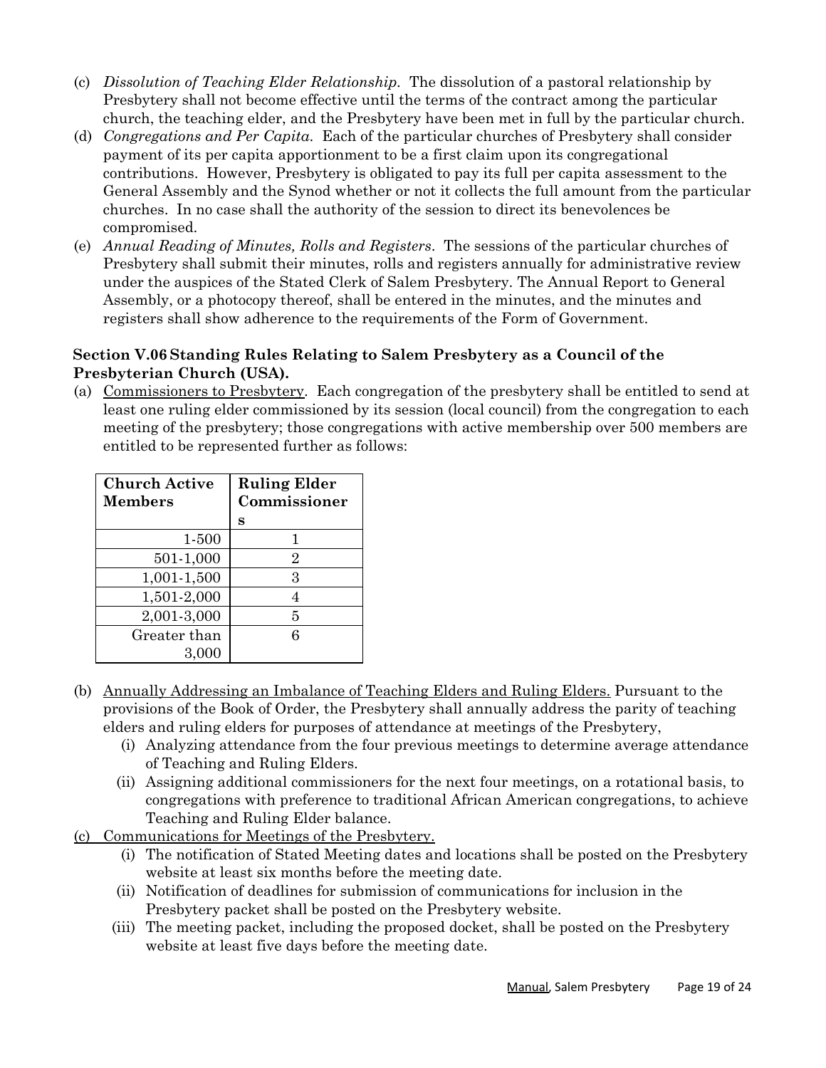(c) *Dissolution of Teaching Elder Relationship.* The dissolution of a pastoral relationship by Presbytery shall not become effective until the terms of the contract among the particular church, the teaching elder, and the Presbytery have been met in full by the particular church.

(d) *Congregations and Per Capita.* Each of the particular churches of Presbytery shall consider payment of its per capita apportionment to be a first claim upon its congregational contributions. However, Presbytery is obligated to pay its full per capita assessment to the General Assembly and the Synod whether or not it collects the full amount from the particular churches. In no case shall the authority of the session to direct its benevolences be compromised.

(e) *Annual Reading of Minutes, Rolls and Registers*. The sessions of the particular churches of Presbytery shall submit their minutes, rolls and registers annually for administrative review under the auspices of the Stated Clerk of Salem Presbytery. The Annual Report to General Assembly, or a photocopy thereof, shall be entered in the minutes, and the minutes and registers shall show adherence to the requirements of the Form of Government.

### Section V.06 Standing Rules Relating to Salem Presbytery as a Council of the Presbyterian Church (USA).

(a) Commissioners to Presbytery. Each congregation of the presbytery shall be entitled to send at least one ruling elder commissioned by its session (local council) from the congregation to each meeting of the presbytery; those congregations with active membership over 500 members are entitled to be represented further as follows:

| Church Active Members | Ruling Elder Commissioners |
|---:|:---:|
| 1-500 | 1 |
| 501-1,000 | 2 |
| 1,001-1,500 | 3 |
| 1,501-2,000 | 4 |
| 2,001-3,000 | 5 |
| Greater than 3,000 | 6 |

(b) Annually Addressing an Imbalance of Teaching Elders and Ruling Elders. Pursuant to the provisions of the Book of Order, the Presbytery shall annually address the parity of teaching elders and ruling elders for purposes of attendance at meetings of the Presbytery,

- (i) Analyzing attendance from the four previous meetings to determine average attendance of Teaching and Ruling Elders.
- (ii) Assigning additional commissioners for the next four meetings, on a rotational basis, to congregations with preference to traditional African American congregations, to achieve Teaching and Ruling Elder balance.

(c) Communications for Meetings of the Presbytery.

- (i) The notification of Stated Meeting dates and locations shall be posted on the Presbytery website at least six months before the meeting date.
- (ii) Notification of deadlines for submission of communications for inclusion in the Presbytery packet shall be posted on the Presbytery website.
- (iii) The meeting packet, including the proposed docket, shall be posted on the Presbytery website at least five days before the meeting date.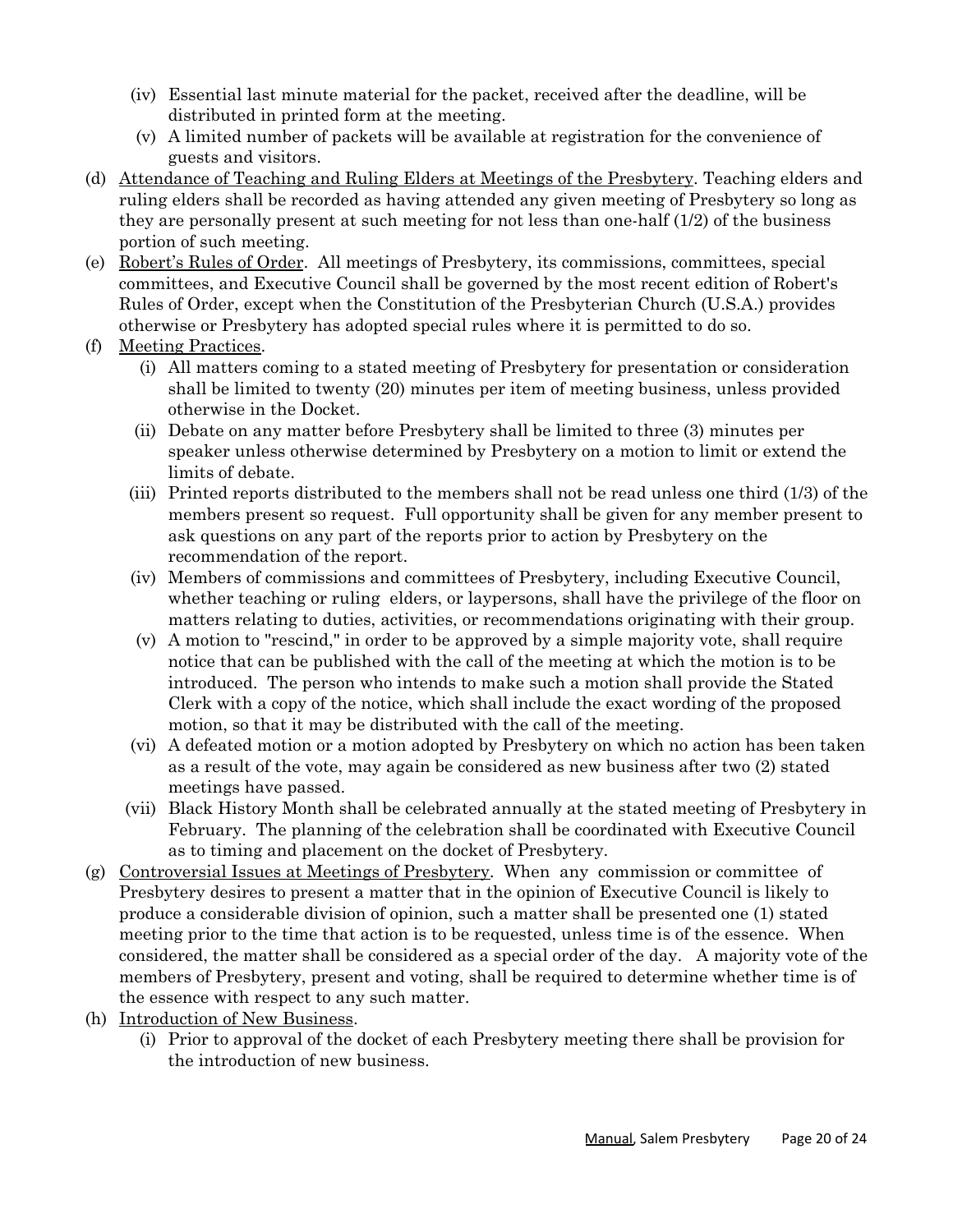(iv) Essential last minute material for the packet, received after the deadline, will be distributed in printed form at the meeting.

  (v) A limited number of packets will be available at registration for the convenience of guests and visitors.

(d) <u>Attendance of Teaching and Ruling Elders at Meetings of the Presbytery</u>. Teaching elders and ruling elders shall be recorded as having attended any given meeting of Presbytery so long as they are personally present at such meeting for not less than one-half (1/2) of the business portion of such meeting.

(e) <u>Robert's Rules of Order</u>. All meetings of Presbytery, its commissions, committees, special committees, and Executive Council shall be governed by the most recent edition of Robert's Rules of Order, except when the Constitution of the Presbyterian Church (U.S.A.) provides otherwise or Presbytery has adopted special rules where it is permitted to do so.

(f) <u>Meeting Practices</u>.

  (i) All matters coming to a stated meeting of Presbytery for presentation or consideration shall be limited to twenty (20) minutes per item of meeting business, unless provided otherwise in the Docket.

  (ii) Debate on any matter before Presbytery shall be limited to three (3) minutes per speaker unless otherwise determined by Presbytery on a motion to limit or extend the limits of debate.

  (iii) Printed reports distributed to the members shall not be read unless one third (1/3) of the members present so request. Full opportunity shall be given for any member present to ask questions on any part of the reports prior to action by Presbytery on the recommendation of the report.

  (iv) Members of commissions and committees of Presbytery, including Executive Council, whether teaching or ruling elders, or laypersons, shall have the privilege of the floor on matters relating to duties, activities, or recommendations originating with their group.

  (v) A motion to "rescind," in order to be approved by a simple majority vote, shall require notice that can be published with the call of the meeting at which the motion is to be introduced. The person who intends to make such a motion shall provide the Stated Clerk with a copy of the notice, which shall include the exact wording of the proposed motion, so that it may be distributed with the call of the meeting.

  (vi) A defeated motion or a motion adopted by Presbytery on which no action has been taken as a result of the vote, may again be considered as new business after two (2) stated meetings have passed.

  (vii) Black History Month shall be celebrated annually at the stated meeting of Presbytery in February. The planning of the celebration shall be coordinated with Executive Council as to timing and placement on the docket of Presbytery.

(g) <u>Controversial Issues at Meetings of Presbytery</u>. When any commission or committee of Presbytery desires to present a matter that in the opinion of Executive Council is likely to produce a considerable division of opinion, such a matter shall be presented one (1) stated meeting prior to the time that action is to be requested, unless time is of the essence. When considered, the matter shall be considered as a special order of the day. A majority vote of the members of Presbytery, present and voting, shall be required to determine whether time is of the essence with respect to any such matter.

(h) <u>Introduction of New Business</u>.

  (i) Prior to approval of the docket of each Presbytery meeting there shall be provision for the introduction of new business.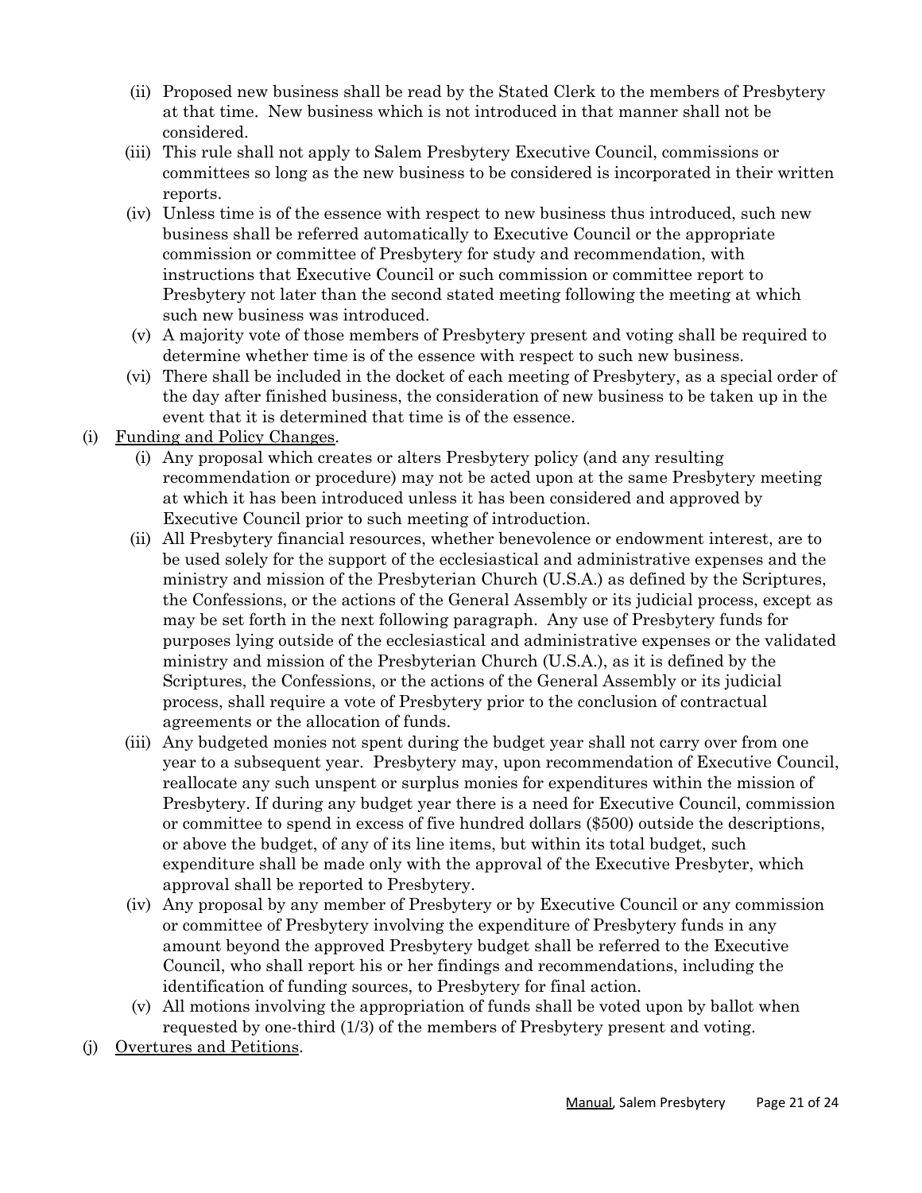(ii) Proposed new business shall be read by the Stated Clerk to the members of Presbytery at that time. New business which is not introduced in that manner shall not be considered.

(iii) This rule shall not apply to Salem Presbytery Executive Council, commissions or committees so long as the new business to be considered is incorporated in their written reports.

(iv) Unless time is of the essence with respect to new business thus introduced, such new business shall be referred automatically to Executive Council or the appropriate commission or committee of Presbytery for study and recommendation, with instructions that Executive Council or such commission or committee report to Presbytery not later than the second stated meeting following the meeting at which such new business was introduced.

(v) A majority vote of those members of Presbytery present and voting shall be required to determine whether time is of the essence with respect to such new business.

(vi) There shall be included in the docket of each meeting of Presbytery, as a special order of the day after finished business, the consideration of new business to be taken up in the event that it is determined that time is of the essence.

(i) <u>Funding and Policy Changes</u>.

(i) Any proposal which creates or alters Presbytery policy (and any resulting recommendation or procedure) may not be acted upon at the same Presbytery meeting at which it has been introduced unless it has been considered and approved by Executive Council prior to such meeting of introduction.

(ii) All Presbytery financial resources, whether benevolence or endowment interest, are to be used solely for the support of the ecclesiastical and administrative expenses and the ministry and mission of the Presbyterian Church (U.S.A.) as defined by the Scriptures, the Confessions, or the actions of the General Assembly or its judicial process, except as may be set forth in the next following paragraph. Any use of Presbytery funds for purposes lying outside of the ecclesiastical and administrative expenses or the validated ministry and mission of the Presbyterian Church (U.S.A.), as it is defined by the Scriptures, the Confessions, or the actions of the General Assembly or its judicial process, shall require a vote of Presbytery prior to the conclusion of contractual agreements or the allocation of funds.

(iii) Any budgeted monies not spent during the budget year shall not carry over from one year to a subsequent year. Presbytery may, upon recommendation of Executive Council, reallocate any such unspent or surplus monies for expenditures within the mission of Presbytery. If during any budget year there is a need for Executive Council, commission or committee to spend in excess of five hundred dollars ($500) outside the descriptions, or above the budget, of any of its line items, but within its total budget, such expenditure shall be made only with the approval of the Executive Presbyter, which approval shall be reported to Presbytery.

(iv) Any proposal by any member of Presbytery or by Executive Council or any commission or committee of Presbytery involving the expenditure of Presbytery funds in any amount beyond the approved Presbytery budget shall be referred to the Executive Council, who shall report his or her findings and recommendations, including the identification of funding sources, to Presbytery for final action.

(v) All motions involving the appropriation of funds shall be voted upon by ballot when requested by one-third (1/3) of the members of Presbytery present and voting.

(j) <u>Overtures and Petitions</u>.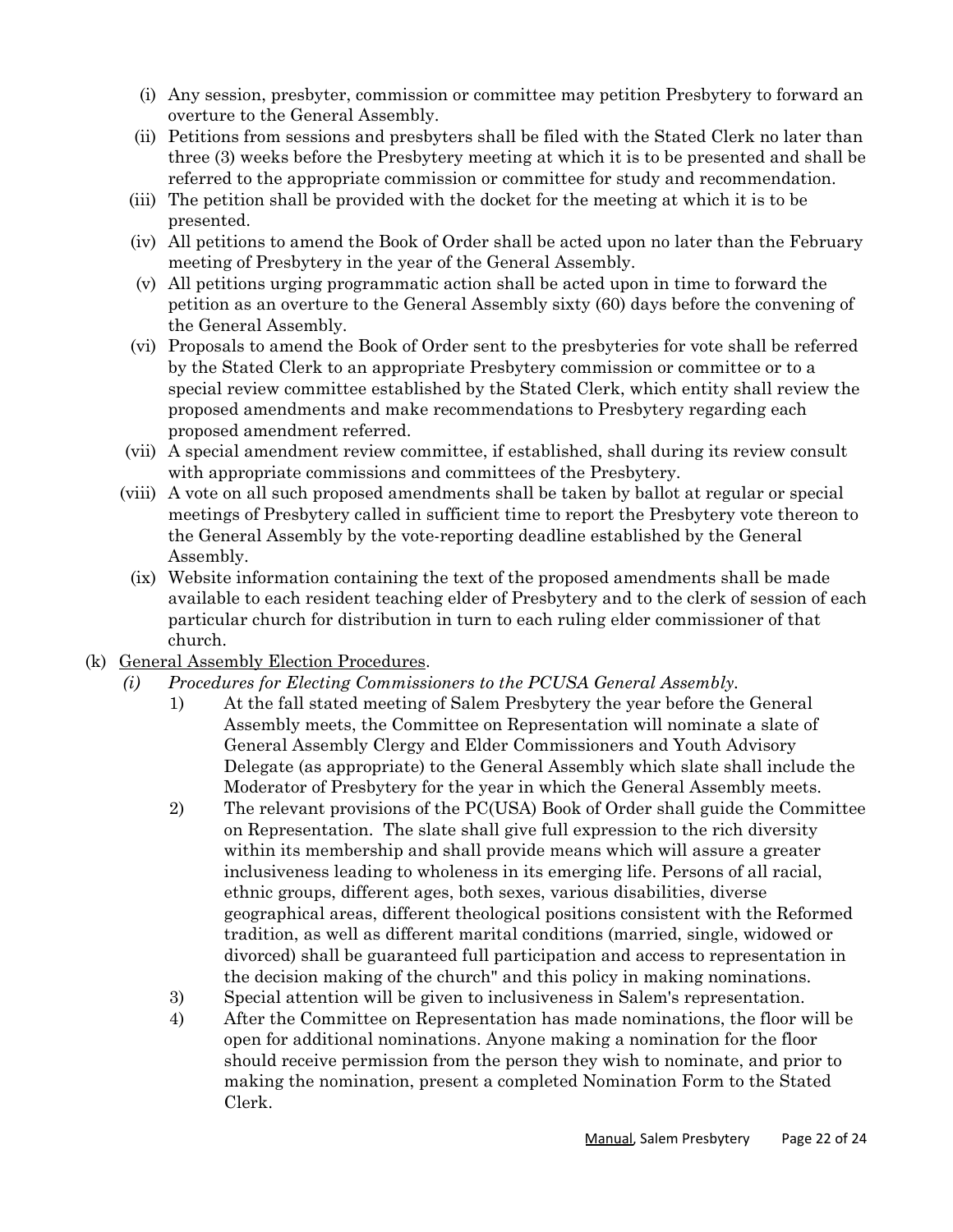(i) Any session, presbyter, commission or committee may petition Presbytery to forward an overture to the General Assembly.

(ii) Petitions from sessions and presbyters shall be filed with the Stated Clerk no later than three (3) weeks before the Presbytery meeting at which it is to be presented and shall be referred to the appropriate commission or committee for study and recommendation.

(iii) The petition shall be provided with the docket for the meeting at which it is to be presented.

(iv) All petitions to amend the Book of Order shall be acted upon no later than the February meeting of Presbytery in the year of the General Assembly.

(v) All petitions urging programmatic action shall be acted upon in time to forward the petition as an overture to the General Assembly sixty (60) days before the convening of the General Assembly.

(vi) Proposals to amend the Book of Order sent to the presbyteries for vote shall be referred by the Stated Clerk to an appropriate Presbytery commission or committee or to a special review committee established by the Stated Clerk, which entity shall review the proposed amendments and make recommendations to Presbytery regarding each proposed amendment referred.

(vii) A special amendment review committee, if established, shall during its review consult with appropriate commissions and committees of the Presbytery.

(viii) A vote on all such proposed amendments shall be taken by ballot at regular or special meetings of Presbytery called in sufficient time to report the Presbytery vote thereon to the General Assembly by the vote-reporting deadline established by the General Assembly.

(ix) Website information containing the text of the proposed amendments shall be made available to each resident teaching elder of Presbytery and to the clerk of session of each particular church for distribution in turn to each ruling elder commissioner of that church.

(k) <u>General Assembly Election Procedures</u>.

*(i) Procedures for Electing Commissioners to the PCUSA General Assembly.*

1) At the fall stated meeting of Salem Presbytery the year before the General Assembly meets, the Committee on Representation will nominate a slate of General Assembly Clergy and Elder Commissioners and Youth Advisory Delegate (as appropriate) to the General Assembly which slate shall include the Moderator of Presbytery for the year in which the General Assembly meets.

2) The relevant provisions of the PC(USA) Book of Order shall guide the Committee on Representation. The slate shall give full expression to the rich diversity within its membership and shall provide means which will assure a greater inclusiveness leading to wholeness in its emerging life. Persons of all racial, ethnic groups, different ages, both sexes, various disabilities, diverse geographical areas, different theological positions consistent with the Reformed tradition, as well as different marital conditions (married, single, widowed or divorced) shall be guaranteed full participation and access to representation in the decision making of the church" and this policy in making nominations.

3) Special attention will be given to inclusiveness in Salem's representation.

4) After the Committee on Representation has made nominations, the floor will be open for additional nominations. Anyone making a nomination for the floor should receive permission from the person they wish to nominate, and prior to making the nomination, present a completed Nomination Form to the Stated Clerk.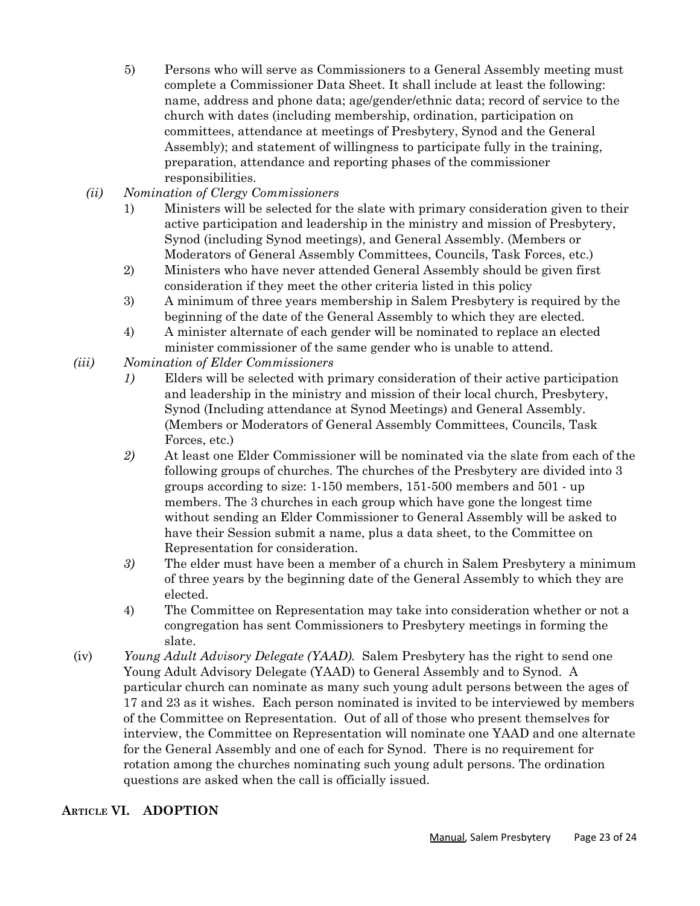5) Persons who will serve as Commissioners to a General Assembly meeting must complete a Commissioner Data Sheet. It shall include at least the following: name, address and phone data; age/gender/ethnic data; record of service to the church with dates (including membership, ordination, participation on committees, attendance at meetings of Presbytery, Synod and the General Assembly); and statement of willingness to participate fully in the training, preparation, attendance and reporting phases of the commissioner responsibilities.

*(ii) Nomination of Clergy Commissioners*

1) Ministers will be selected for the slate with primary consideration given to their active participation and leadership in the ministry and mission of Presbytery, Synod (including Synod meetings), and General Assembly. (Members or Moderators of General Assembly Committees, Councils, Task Forces, etc.)
2) Ministers who have never attended General Assembly should be given first consideration if they meet the other criteria listed in this policy
3) A minimum of three years membership in Salem Presbytery is required by the beginning of the date of the General Assembly to which they are elected.
4) A minister alternate of each gender will be nominated to replace an elected minister commissioner of the same gender who is unable to attend.

*(iii) Nomination of Elder Commissioners*

*1)* Elders will be selected with primary consideration of their active participation and leadership in the ministry and mission of their local church, Presbytery, Synod (Including attendance at Synod Meetings) and General Assembly. (Members or Moderators of General Assembly Committees, Councils, Task Forces, etc.)
*2)* At least one Elder Commissioner will be nominated via the slate from each of the following groups of churches. The churches of the Presbytery are divided into 3 groups according to size: 1-150 members, 151-500 members and 501 - up members. The 3 churches in each group which have gone the longest time without sending an Elder Commissioner to General Assembly will be asked to have their Session submit a name, plus a data sheet, to the Committee on Representation for consideration.
*3)* The elder must have been a member of a church in Salem Presbytery a minimum of three years by the beginning date of the General Assembly to which they are elected.
4) The Committee on Representation may take into consideration whether or not a congregation has sent Commissioners to Presbytery meetings in forming the slate.

(iv) *Young Adult Advisory Delegate (YAAD).* Salem Presbytery has the right to send one Young Adult Advisory Delegate (YAAD) to General Assembly and to Synod. A particular church can nominate as many such young adult persons between the ages of 17 and 23 as it wishes. Each person nominated is invited to be interviewed by members of the Committee on Representation. Out of all of those who present themselves for interview, the Committee on Representation will nominate one YAAD and one alternate for the General Assembly and one of each for Synod. There is no requirement for rotation among the churches nominating such young adult persons. The ordination questions are asked when the call is officially issued.

## ARTICLE VI. ADOPTION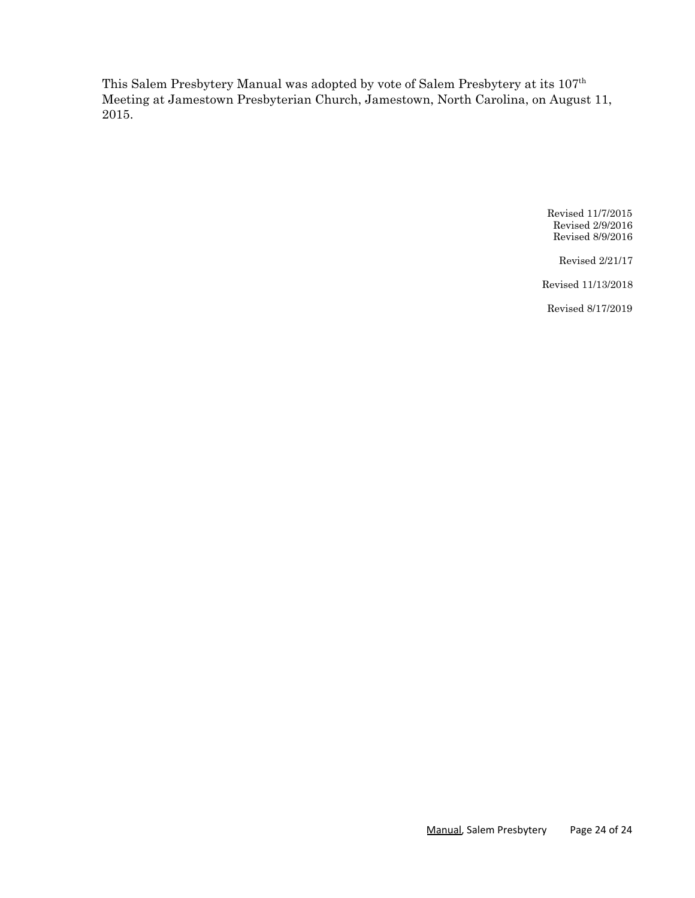This Salem Presbytery Manual was adopted by vote of Salem Presbytery at its 107th Meeting at Jamestown Presbyterian Church, Jamestown, North Carolina, on August 11, 2015.

Revised 11/7/2015
Revised 2/9/2016
Revised 8/9/2016

Revised 2/21/17

Revised 11/13/2018

Revised 8/17/2019